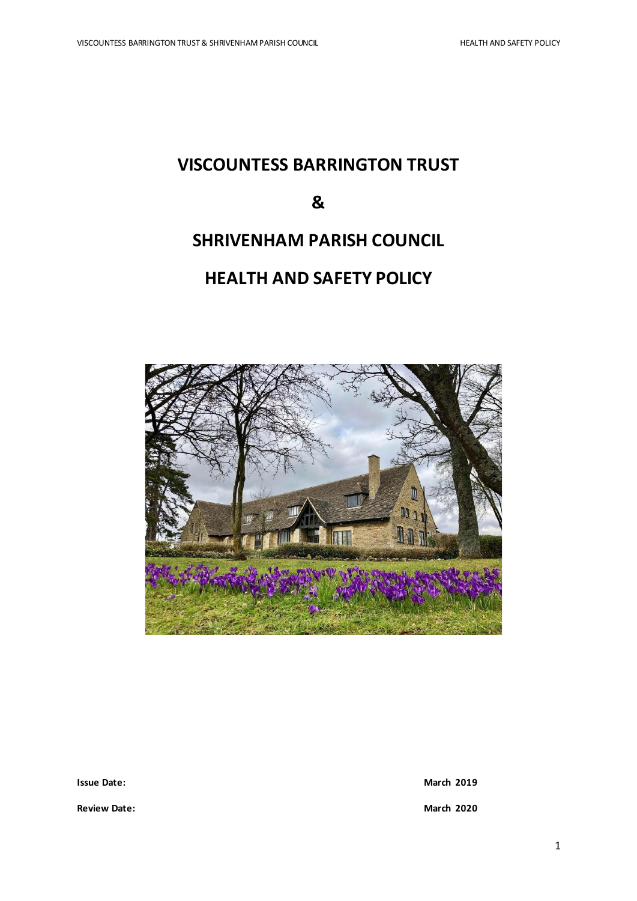# VISCOUNTESS BARRINGTON TRUST

# &

# SHRIVENHAM PARISH COUNCIL

# HEALTH AND SAFETY POLICY

**Issue Date:** **March 2019**

**Review Date:** **March 2020**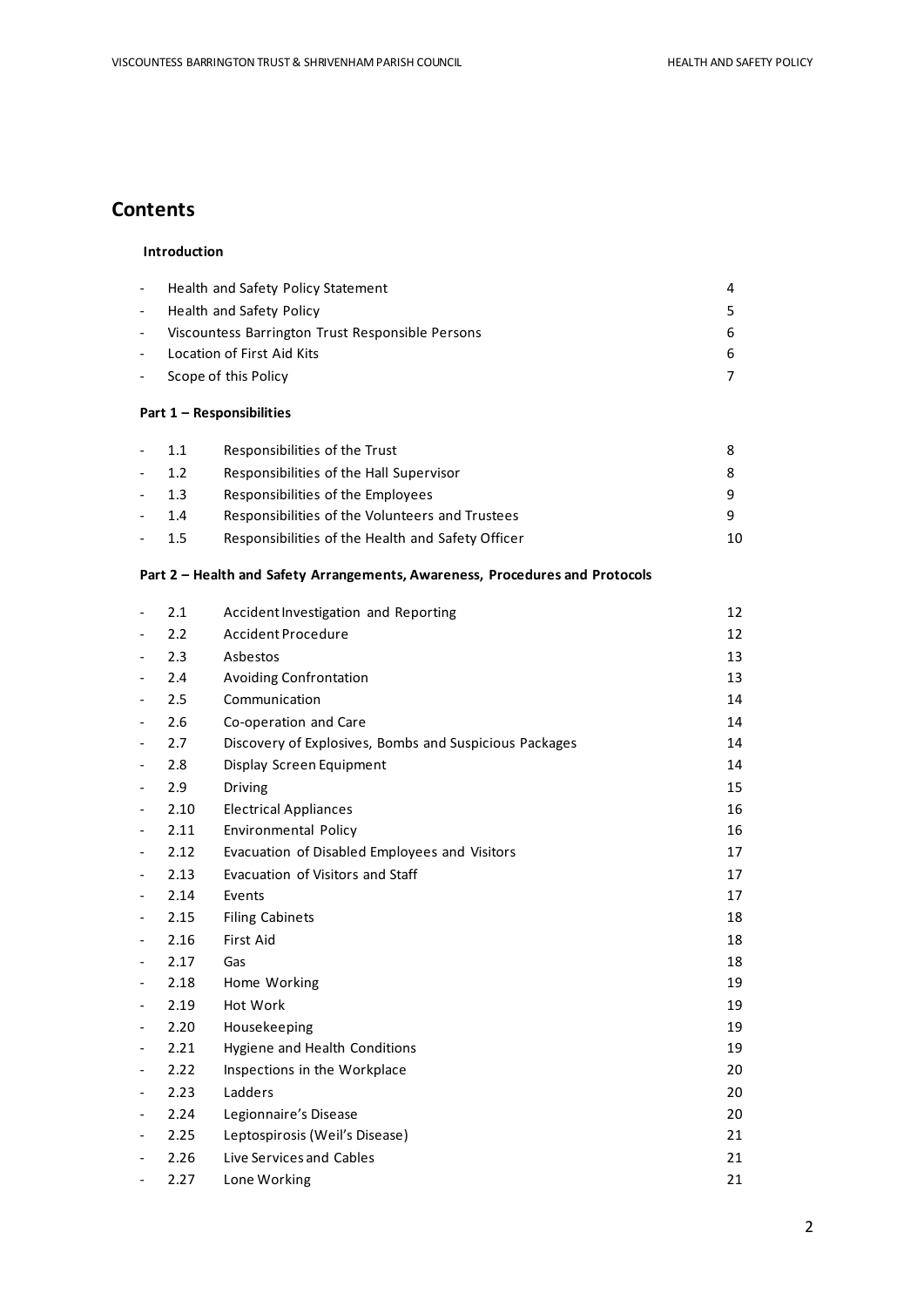## Contents

**Introduction**

- Health and Safety Policy Statement 4
- Health and Safety Policy 5
- Viscountess Barrington Trust Responsible Persons 6
- Location of First Aid Kits 6
- Scope of this Policy 7

**Part 1 – Responsibilities**

- 1.1 Responsibilities of the Trust 8
- 1.2 Responsibilities of the Hall Supervisor 8
- 1.3 Responsibilities of the Employees 9
- 1.4 Responsibilities of the Volunteers and Trustees 9
- 1.5 Responsibilities of the Health and Safety Officer 10

**Part 2 – Health and Safety Arrangements, Awareness, Procedures and Protocols**

- 2.1 Accident Investigation and Reporting 12
- 2.2 Accident Procedure 12
- 2.3 Asbestos 13
- 2.4 Avoiding Confrontation 13
- 2.5 Communication 14
- 2.6 Co-operation and Care 14
- 2.7 Discovery of Explosives, Bombs and Suspicious Packages 14
- 2.8 Display Screen Equipment 14
- 2.9 Driving 15
- 2.10 Electrical Appliances 16
- 2.11 Environmental Policy 16
- 2.12 Evacuation of Disabled Employees and Visitors 17
- 2.13 Evacuation of Visitors and Staff 17
- 2.14 Events 17
- 2.15 Filing Cabinets 18
- 2.16 First Aid 18
- 2.17 Gas 18
- 2.18 Home Working 19
- 2.19 Hot Work 19
- 2.20 Housekeeping 19
- 2.21 Hygiene and Health Conditions 19
- 2.22 Inspections in the Workplace 20
- 2.23 Ladders 20
- 2.24 Legionnaire's Disease 20
- 2.25 Leptospirosis (Weil's Disease) 21
- 2.26 Live Services and Cables 21
- 2.27 Lone Working 21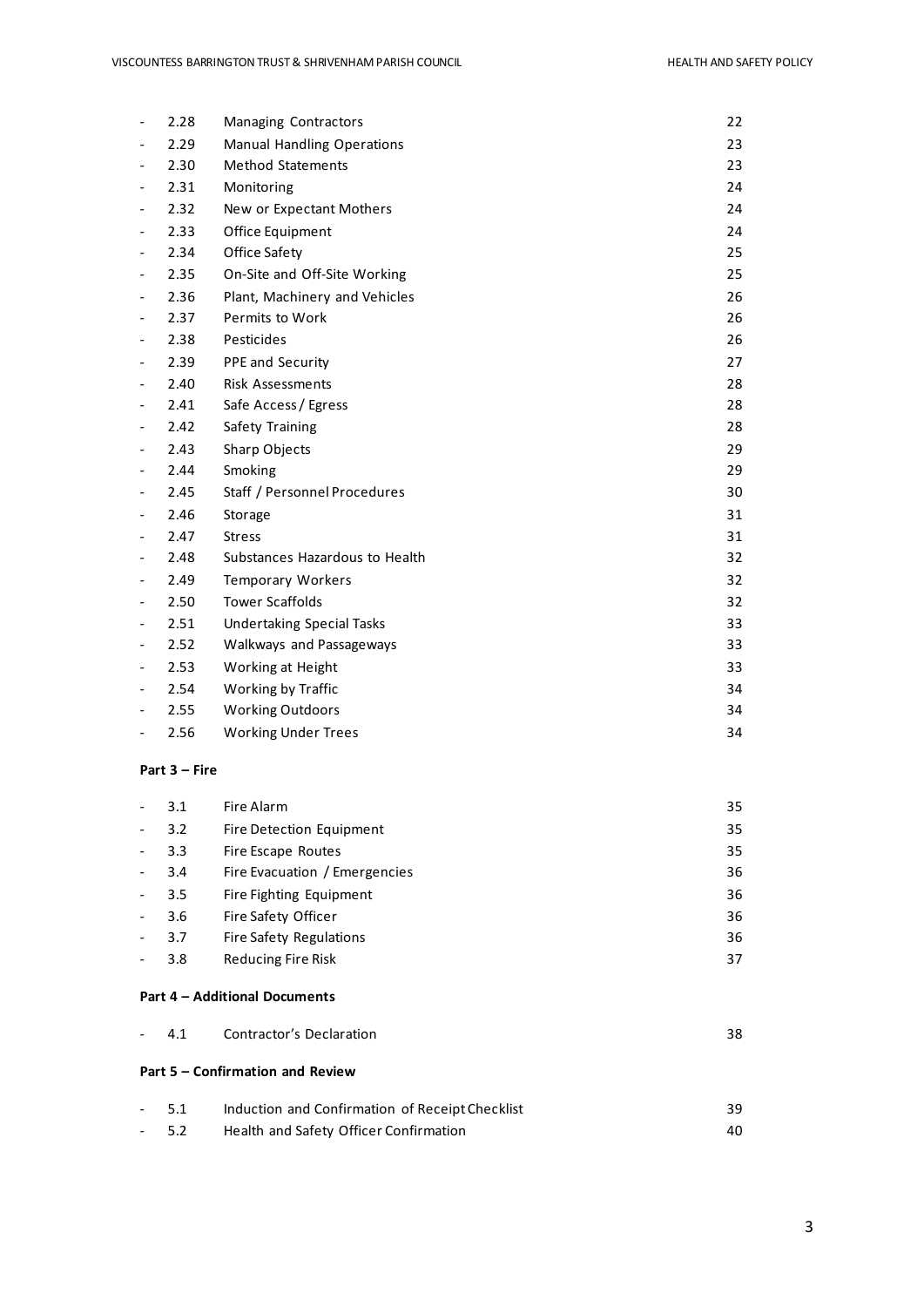- 2.28 Managing Contractors 22
- 2.29 Manual Handling Operations 23
- 2.30 Method Statements 23
- 2.31 Monitoring 24
- 2.32 New or Expectant Mothers 24
- 2.33 Office Equipment 24
- 2.34 Office Safety 25
- 2.35 On-Site and Off-Site Working 25
- 2.36 Plant, Machinery and Vehicles 26
- 2.37 Permits to Work 26
- 2.38 Pesticides 26
- 2.39 PPE and Security 27
- 2.40 Risk Assessments 28
- 2.41 Safe Access / Egress 28
- 2.42 Safety Training 28
- 2.43 Sharp Objects 29
- 2.44 Smoking 29
- 2.45 Staff / Personnel Procedures 30
- 2.46 Storage 31
- 2.47 Stress 31
- 2.48 Substances Hazardous to Health 32
- 2.49 Temporary Workers 32
- 2.50 Tower Scaffolds 32
- 2.51 Undertaking Special Tasks 33
- 2.52 Walkways and Passageways 33
- 2.53 Working at Height 33
- 2.54 Working by Traffic 34
- 2.55 Working Outdoors 34
- 2.56 Working Under Trees 34

**Part 3 – Fire**

- 3.1 Fire Alarm 35
- 3.2 Fire Detection Equipment 35
- 3.3 Fire Escape Routes 35
- 3.4 Fire Evacuation / Emergencies 36
- 3.5 Fire Fighting Equipment 36
- 3.6 Fire Safety Officer 36
- 3.7 Fire Safety Regulations 36
- 3.8 Reducing Fire Risk 37

**Part 4 – Additional Documents**

- 4.1 Contractor's Declaration 38

**Part 5 – Confirmation and Review**

- 5.1 Induction and Confirmation of Receipt Checklist 39
- 5.2 Health and Safety Officer Confirmation 40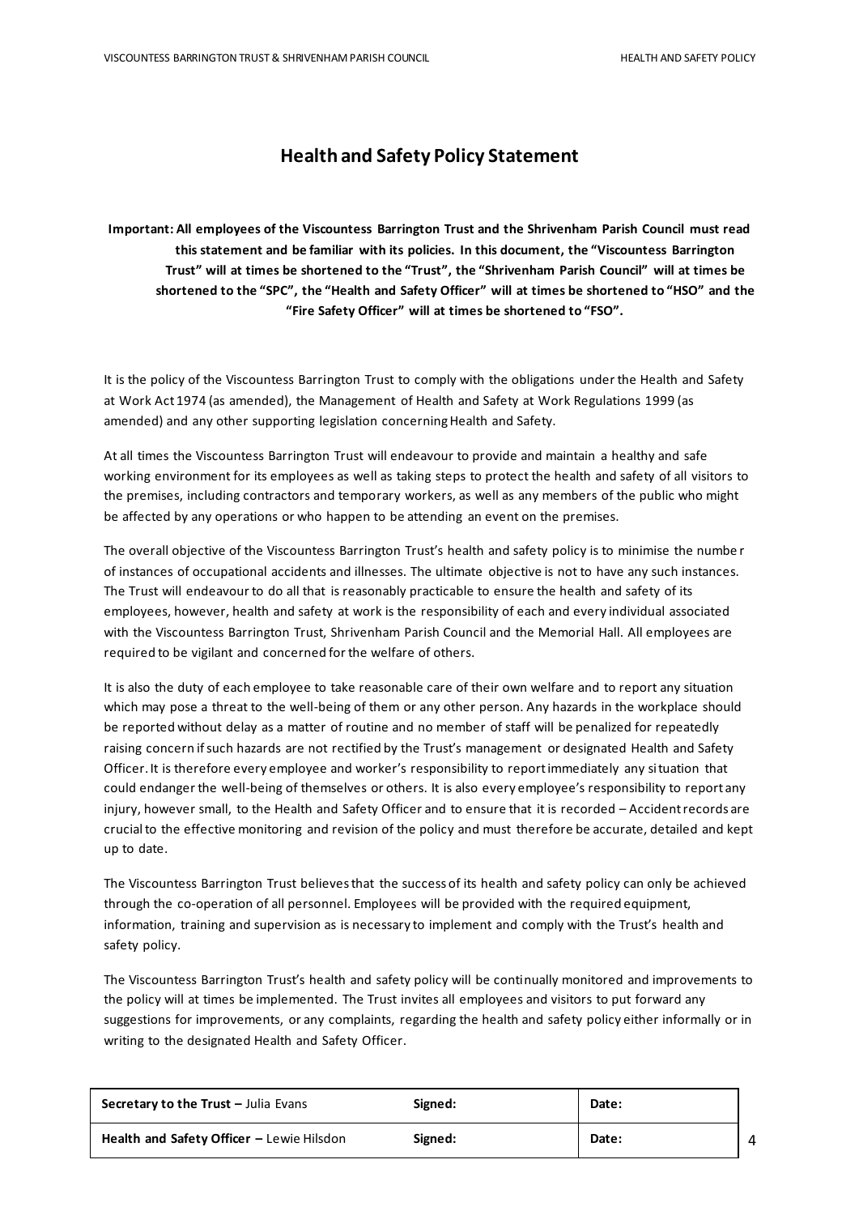# Health and Safety Policy Statement

**Important: All employees of the Viscountess Barrington Trust and the Shrivenham Parish Council must read this statement and be familiar with its policies. In this document, the "Viscountess Barrington Trust" will at times be shortened to the "Trust", the "Shrivenham Parish Council" will at times be shortened to the "SPC", the "Health and Safety Officer" will at times be shortened to "HSO" and the "Fire Safety Officer" will at times be shortened to "FSO".**

It is the policy of the Viscountess Barrington Trust to comply with the obligations under the Health and Safety at Work Act 1974 (as amended), the Management of Health and Safety at Work Regulations 1999 (as amended) and any other supporting legislation concerning Health and Safety.

At all times the Viscountess Barrington Trust will endeavour to provide and maintain a healthy and safe working environment for its employees as well as taking steps to protect the health and safety of all visitors to the premises, including contractors and temporary workers, as well as any members of the public who might be affected by any operations or who happen to be attending an event on the premises.

The overall objective of the Viscountess Barrington Trust's health and safety policy is to minimise the number of instances of occupational accidents and illnesses. The ultimate objective is not to have any such instances. The Trust will endeavour to do all that is reasonably practicable to ensure the health and safety of its employees, however, health and safety at work is the responsibility of each and every individual associated with the Viscountess Barrington Trust, Shrivenham Parish Council and the Memorial Hall. All employees are required to be vigilant and concerned for the welfare of others.

It is also the duty of each employee to take reasonable care of their own welfare and to report any situation which may pose a threat to the well-being of them or any other person. Any hazards in the workplace should be reported without delay as a matter of routine and no member of staff will be penalized for repeatedly raising concern if such hazards are not rectified by the Trust's management or designated Health and Safety Officer. It is therefore every employee and worker's responsibility to report immediately any situation that could endanger the well-being of themselves or others. It is also every employee's responsibility to report any injury, however small, to the Health and Safety Officer and to ensure that it is recorded – Accident records are crucial to the effective monitoring and revision of the policy and must therefore be accurate, detailed and kept up to date.

The Viscountess Barrington Trust believes that the success of its health and safety policy can only be achieved through the co-operation of all personnel. Employees will be provided with the required equipment, information, training and supervision as is necessary to implement and comply with the Trust's health and safety policy.

The Viscountess Barrington Trust's health and safety policy will be continually monitored and improvements to the policy will at times be implemented. The Trust invites all employees and visitors to put forward any suggestions for improvements, or any complaints, regarding the health and safety policy either informally or in writing to the designated Health and Safety Officer.

| **Secretary to the Trust –** Julia Evans | **Signed:** | **Date:** |
|---|---|---|
| **Health and Safety Officer –** Lewie Hilsdon | **Signed:** | **Date:** |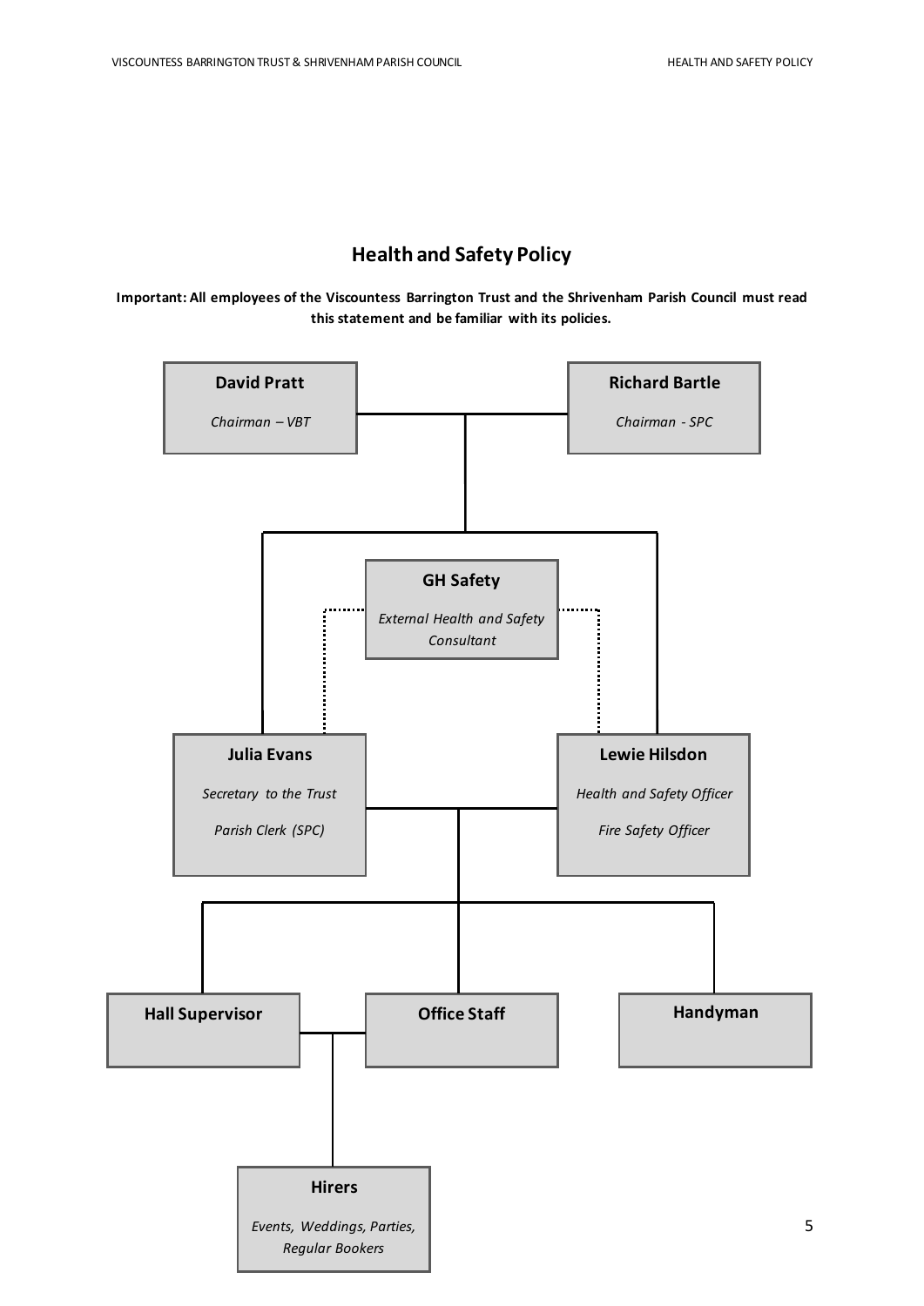# Health and Safety Policy

**Important: All employees of the Viscountess Barrington Trust and the Shrivenham Parish Council must read this statement and be familiar with its policies.**

**David Pratt**
*Chairman – VBT*

**Richard Bartle**
*Chairman - SPC*

**GH Safety**
*External Health and Safety Consultant*

**Julia Evans**
*Secretary to the Trust*
*Parish Clerk (SPC)*

**Lewie Hilsdon**
*Health and Safety Officer*
*Fire Safety Officer*

**Hall Supervisor**

**Office Staff**

**Handyman**

**Hirers**
*Events, Weddings, Parties, Regular Bookers*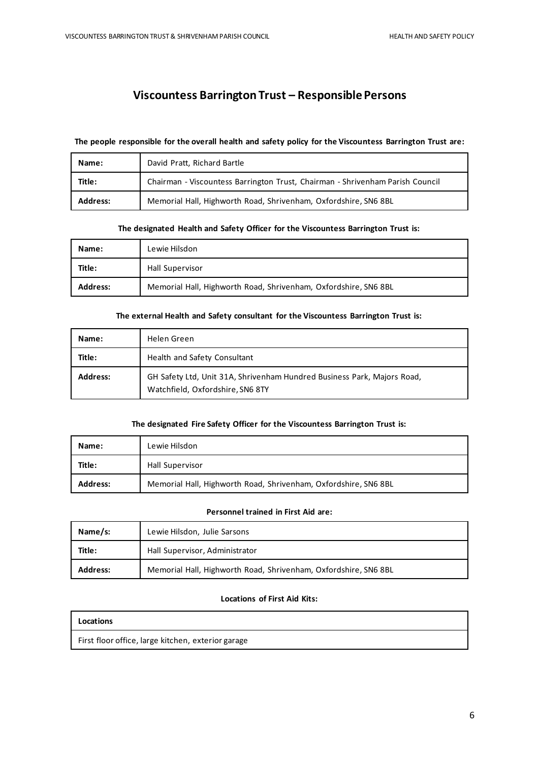## Viscountess Barrington Trust – Responsible Persons

**The people responsible for the overall health and safety policy for the Viscountess Barrington Trust are:**

| **Name:** | David Pratt, Richard Bartle |
|---|---|
| **Title:** | Chairman - Viscountess Barrington Trust, Chairman - Shrivenham Parish Council |
| **Address:** | Memorial Hall, Highworth Road, Shrivenham, Oxfordshire, SN6 8BL |

**The designated Health and Safety Officer for the Viscountess Barrington Trust is:**

| **Name:** | Lewie Hilsdon |
|---|---|
| **Title:** | Hall Supervisor |
| **Address:** | Memorial Hall, Highworth Road, Shrivenham, Oxfordshire, SN6 8BL |

**The external Health and Safety consultant for the Viscountess Barrington Trust is:**

| **Name:** | Helen Green |
|---|---|
| **Title:** | Health and Safety Consultant |
| **Address:** | GH Safety Ltd, Unit 31A, Shrivenham Hundred Business Park, Majors Road, Watchfield, Oxfordshire, SN6 8TY |

**The designated Fire Safety Officer for the Viscountess Barrington Trust is:**

| **Name:** | Lewie Hilsdon |
|---|---|
| **Title:** | Hall Supervisor |
| **Address:** | Memorial Hall, Highworth Road, Shrivenham, Oxfordshire, SN6 8BL |

**Personnel trained in First Aid are:**

| **Name/s:** | Lewie Hilsdon, Julie Sarsons |
|---|---|
| **Title:** | Hall Supervisor, Administrator |
| **Address:** | Memorial Hall, Highworth Road, Shrivenham, Oxfordshire, SN6 8BL |

**Locations of First Aid Kits:**

| **Locations** |
|---|
| First floor office, large kitchen, exterior garage |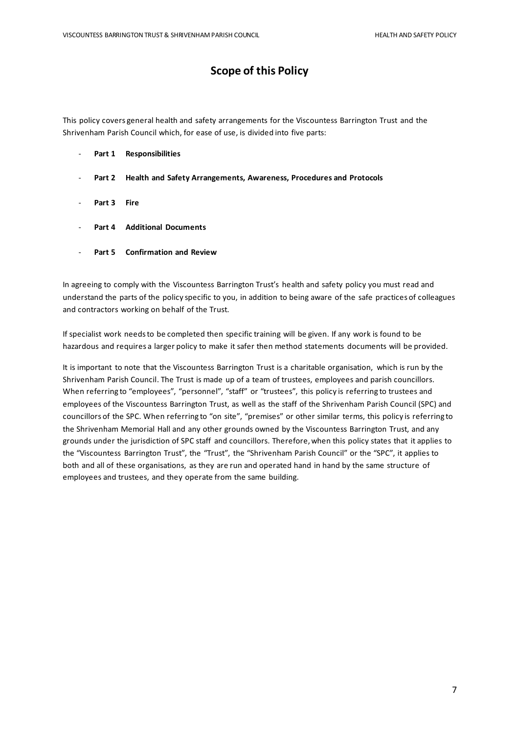# Scope of this Policy

This policy covers general health and safety arrangements for the Viscountess Barrington Trust and the Shrivenham Parish Council which, for ease of use, is divided into five parts:

- **Part 1 Responsibilities**
- **Part 2 Health and Safety Arrangements, Awareness, Procedures and Protocols**
- **Part 3 Fire**
- **Part 4 Additional Documents**
- **Part 5 Confirmation and Review**

In agreeing to comply with the Viscountess Barrington Trust's health and safety policy you must read and understand the parts of the policy specific to you, in addition to being aware of the safe practices of colleagues and contractors working on behalf of the Trust.

If specialist work needs to be completed then specific training will be given. If any work is found to be hazardous and requires a larger policy to make it safer then method statements documents will be provided.

It is important to note that the Viscountess Barrington Trust is a charitable organisation, which is run by the Shrivenham Parish Council. The Trust is made up of a team of trustees, employees and parish councillors. When referring to "employees", "personnel", "staff" or "trustees", this policy is referring to trustees and employees of the Viscountess Barrington Trust, as well as the staff of the Shrivenham Parish Council (SPC) and councillors of the SPC. When referring to "on site", "premises" or other similar terms, this policy is referring to the Shrivenham Memorial Hall and any other grounds owned by the Viscountess Barrington Trust, and any grounds under the jurisdiction of SPC staff and councillors. Therefore, when this policy states that it applies to the "Viscountess Barrington Trust", the "Trust", the "Shrivenham Parish Council" or the "SPC", it applies to both and all of these organisations, as they are run and operated hand in hand by the same structure of employees and trustees, and they operate from the same building.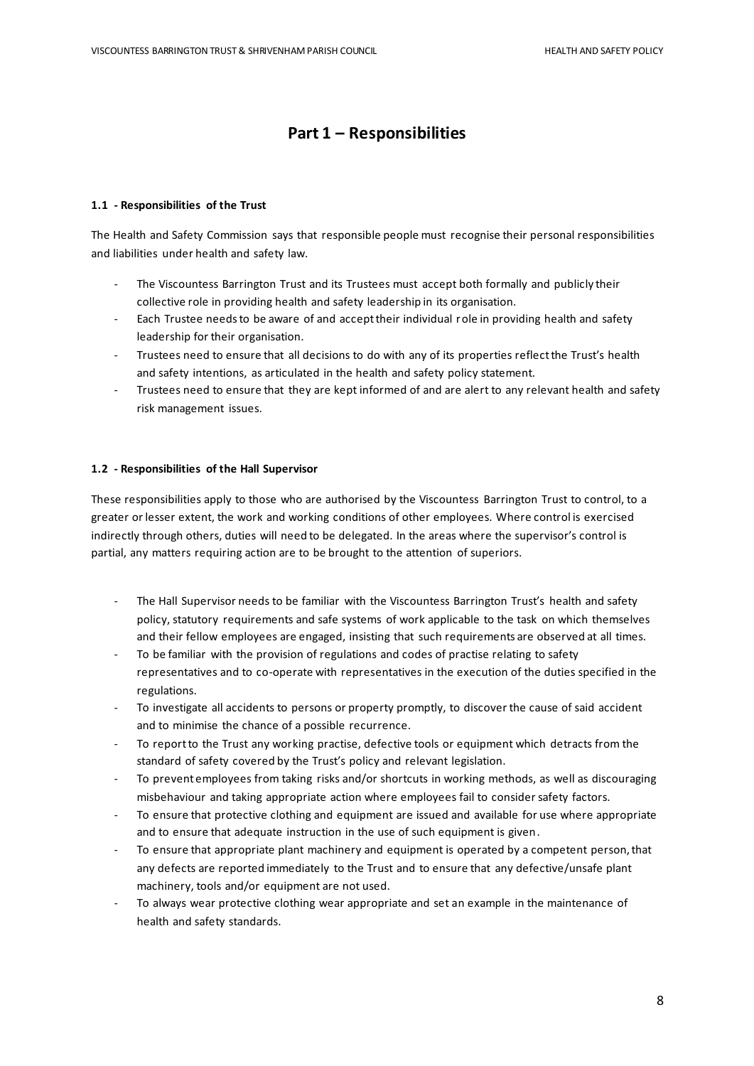# Part 1 – Responsibilities

### 1.1 - Responsibilities of the Trust

The Health and Safety Commission says that responsible people must recognise their personal responsibilities and liabilities under health and safety law.

- The Viscountess Barrington Trust and its Trustees must accept both formally and publicly their collective role in providing health and safety leadership in its organisation.
- Each Trustee needs to be aware of and accept their individual role in providing health and safety leadership for their organisation.
- Trustees need to ensure that all decisions to do with any of its properties reflect the Trust's health and safety intentions, as articulated in the health and safety policy statement.
- Trustees need to ensure that they are kept informed of and are alert to any relevant health and safety risk management issues.

### 1.2 - Responsibilities of the Hall Supervisor

These responsibilities apply to those who are authorised by the Viscountess Barrington Trust to control, to a greater or lesser extent, the work and working conditions of other employees. Where control is exercised indirectly through others, duties will need to be delegated. In the areas where the supervisor's control is partial, any matters requiring action are to be brought to the attention of superiors.

- The Hall Supervisor needs to be familiar with the Viscountess Barrington Trust's health and safety policy, statutory requirements and safe systems of work applicable to the task on which themselves and their fellow employees are engaged, insisting that such requirements are observed at all times.
- To be familiar with the provision of regulations and codes of practise relating to safety representatives and to co-operate with representatives in the execution of the duties specified in the regulations.
- To investigate all accidents to persons or property promptly, to discover the cause of said accident and to minimise the chance of a possible recurrence.
- To report to the Trust any working practise, defective tools or equipment which detracts from the standard of safety covered by the Trust's policy and relevant legislation.
- To prevent employees from taking risks and/or shortcuts in working methods, as well as discouraging misbehaviour and taking appropriate action where employees fail to consider safety factors.
- To ensure that protective clothing and equipment are issued and available for use where appropriate and to ensure that adequate instruction in the use of such equipment is given.
- To ensure that appropriate plant machinery and equipment is operated by a competent person, that any defects are reported immediately to the Trust and to ensure that any defective/unsafe plant machinery, tools and/or equipment are not used.
- To always wear protective clothing wear appropriate and set an example in the maintenance of health and safety standards.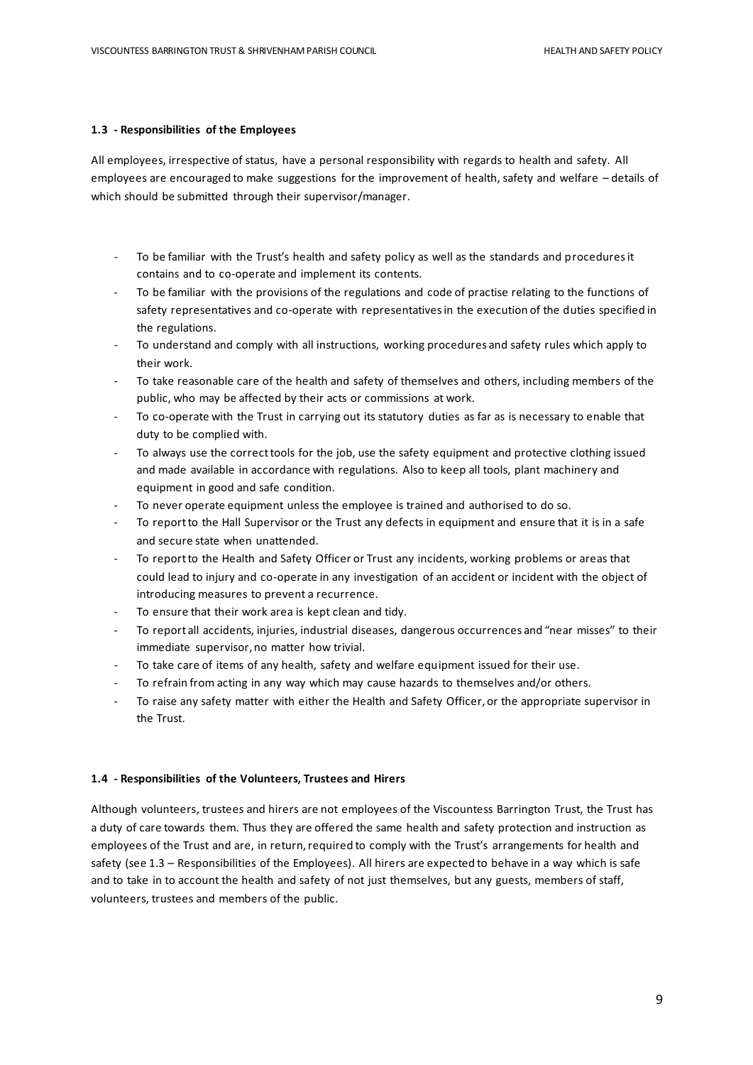### 1.3 - Responsibilities of the Employees

All employees, irrespective of status, have a personal responsibility with regards to health and safety. All employees are encouraged to make suggestions for the improvement of health, safety and welfare – details of which should be submitted through their supervisor/manager.

- To be familiar with the Trust's health and safety policy as well as the standards and procedures it contains and to co-operate and implement its contents.
- To be familiar with the provisions of the regulations and code of practise relating to the functions of safety representatives and co-operate with representatives in the execution of the duties specified in the regulations.
- To understand and comply with all instructions, working procedures and safety rules which apply to their work.
- To take reasonable care of the health and safety of themselves and others, including members of the public, who may be affected by their acts or commissions at work.
- To co-operate with the Trust in carrying out its statutory duties as far as is necessary to enable that duty to be complied with.
- To always use the correct tools for the job, use the safety equipment and protective clothing issued and made available in accordance with regulations. Also to keep all tools, plant machinery and equipment in good and safe condition.
- To never operate equipment unless the employee is trained and authorised to do so.
- To report to the Hall Supervisor or the Trust any defects in equipment and ensure that it is in a safe and secure state when unattended.
- To report to the Health and Safety Officer or Trust any incidents, working problems or areas that could lead to injury and co-operate in any investigation of an accident or incident with the object of introducing measures to prevent a recurrence.
- To ensure that their work area is kept clean and tidy.
- To report all accidents, injuries, industrial diseases, dangerous occurrences and "near misses" to their immediate supervisor, no matter how trivial.
- To take care of items of any health, safety and welfare equipment issued for their use.
- To refrain from acting in any way which may cause hazards to themselves and/or others.
- To raise any safety matter with either the Health and Safety Officer, or the appropriate supervisor in the Trust.

### 1.4 - Responsibilities of the Volunteers, Trustees and Hirers

Although volunteers, trustees and hirers are not employees of the Viscountess Barrington Trust, the Trust has a duty of care towards them. Thus they are offered the same health and safety protection and instruction as employees of the Trust and are, in return, required to comply with the Trust's arrangements for health and safety (see 1.3 – Responsibilities of the Employees). All hirers are expected to behave in a way which is safe and to take in to account the health and safety of not just themselves, but any guests, members of staff, volunteers, trustees and members of the public.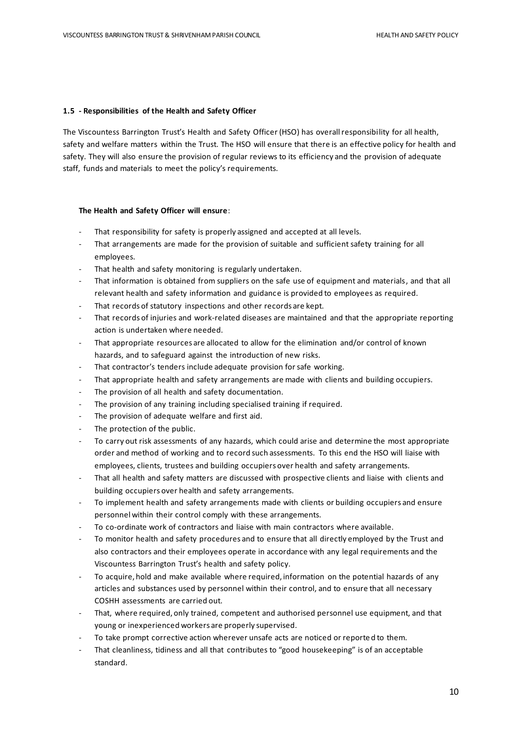### 1.5 - Responsibilities of the Health and Safety Officer

The Viscountess Barrington Trust's Health and Safety Officer (HSO) has overall responsibility for all health, safety and welfare matters within the Trust. The HSO will ensure that there is an effective policy for health and safety. They will also ensure the provision of regular reviews to its efficiency and the provision of adequate staff, funds and materials to meet the policy's requirements.

**The Health and Safety Officer will ensure**:

- That responsibility for safety is properly assigned and accepted at all levels.
- That arrangements are made for the provision of suitable and sufficient safety training for all employees.
- That health and safety monitoring is regularly undertaken.
- That information is obtained from suppliers on the safe use of equipment and materials, and that all relevant health and safety information and guidance is provided to employees as required.
- That records of statutory inspections and other records are kept.
- That records of injuries and work-related diseases are maintained and that the appropriate reporting action is undertaken where needed.
- That appropriate resources are allocated to allow for the elimination and/or control of known hazards, and to safeguard against the introduction of new risks.
- That contractor's tenders include adequate provision for safe working.
- That appropriate health and safety arrangements are made with clients and building occupiers.
- The provision of all health and safety documentation.
- The provision of any training including specialised training if required.
- The provision of adequate welfare and first aid.
- The protection of the public.
- To carry out risk assessments of any hazards, which could arise and determine the most appropriate order and method of working and to record such assessments. To this end the HSO will liaise with employees, clients, trustees and building occupiers over health and safety arrangements.
- That all health and safety matters are discussed with prospective clients and liaise with clients and building occupiers over health and safety arrangements.
- To implement health and safety arrangements made with clients or building occupiers and ensure personnel within their control comply with these arrangements.
- To co-ordinate work of contractors and liaise with main contractors where available.
- To monitor health and safety procedures and to ensure that all directly employed by the Trust and also contractors and their employees operate in accordance with any legal requirements and the Viscountess Barrington Trust's health and safety policy.
- To acquire, hold and make available where required, information on the potential hazards of any articles and substances used by personnel within their control, and to ensure that all necessary COSHH assessments are carried out.
- That, where required, only trained, competent and authorised personnel use equipment, and that young or inexperienced workers are properly supervised.
- To take prompt corrective action wherever unsafe acts are noticed or reported to them.
- That cleanliness, tidiness and all that contributes to "good housekeeping" is of an acceptable standard.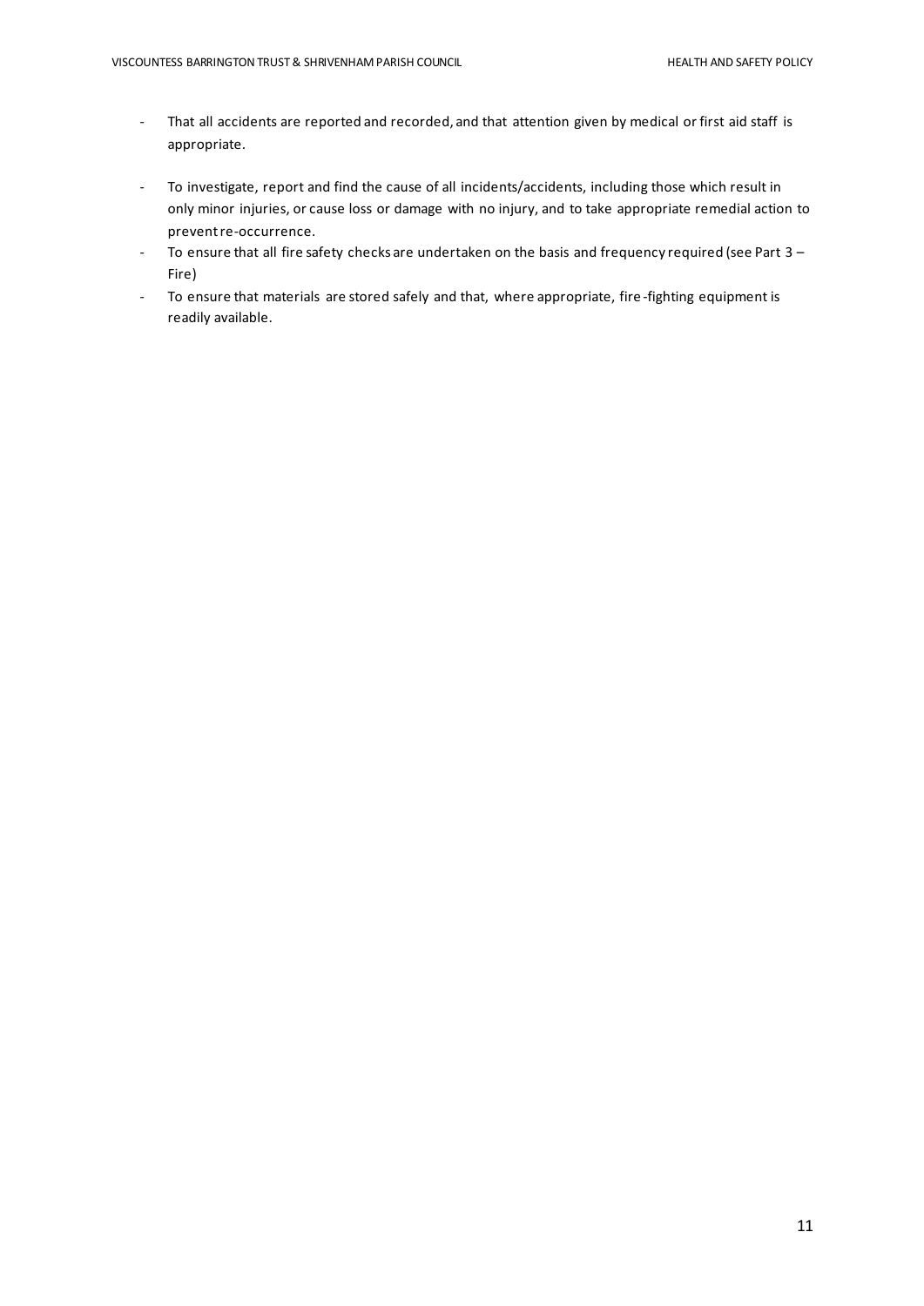- That all accidents are reported and recorded, and that attention given by medical or first aid staff is appropriate.
- To investigate, report and find the cause of all incidents/accidents, including those which result in only minor injuries, or cause loss or damage with no injury, and to take appropriate remedial action to prevent re-occurrence.
- To ensure that all fire safety checks are undertaken on the basis and frequency required (see Part 3 – Fire)
- To ensure that materials are stored safely and that, where appropriate, fire-fighting equipment is readily available.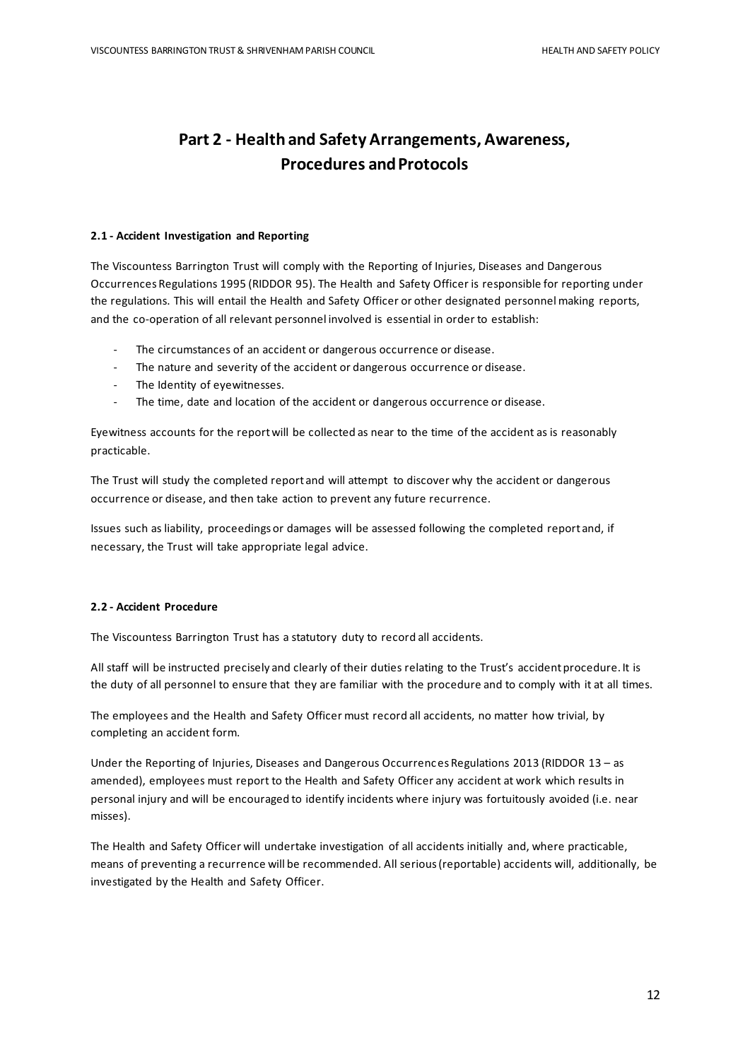# Part 2 - Health and Safety Arrangements, Awareness, Procedures and Protocols

**2.1 - Accident Investigation and Reporting**

The Viscountess Barrington Trust will comply with the Reporting of Injuries, Diseases and Dangerous Occurrences Regulations 1995 (RIDDOR 95). The Health and Safety Officer is responsible for reporting under the regulations. This will entail the Health and Safety Officer or other designated personnel making reports, and the co-operation of all relevant personnel involved is essential in order to establish:

- The circumstances of an accident or dangerous occurrence or disease.
- The nature and severity of the accident or dangerous occurrence or disease.
- The Identity of eyewitnesses.
- The time, date and location of the accident or dangerous occurrence or disease.

Eyewitness accounts for the report will be collected as near to the time of the accident as is reasonably practicable.

The Trust will study the completed report and will attempt to discover why the accident or dangerous occurrence or disease, and then take action to prevent any future recurrence.

Issues such as liability, proceedings or damages will be assessed following the completed report and, if necessary, the Trust will take appropriate legal advice.

**2.2 - Accident Procedure**

The Viscountess Barrington Trust has a statutory duty to record all accidents.

All staff will be instructed precisely and clearly of their duties relating to the Trust's accident procedure. It is the duty of all personnel to ensure that they are familiar with the procedure and to comply with it at all times.

The employees and the Health and Safety Officer must record all accidents, no matter how trivial, by completing an accident form.

Under the Reporting of Injuries, Diseases and Dangerous Occurrences Regulations 2013 (RIDDOR 13 – as amended), employees must report to the Health and Safety Officer any accident at work which results in personal injury and will be encouraged to identify incidents where injury was fortuitously avoided (i.e. near misses).

The Health and Safety Officer will undertake investigation of all accidents initially and, where practicable, means of preventing a recurrence will be recommended. All serious (reportable) accidents will, additionally, be investigated by the Health and Safety Officer.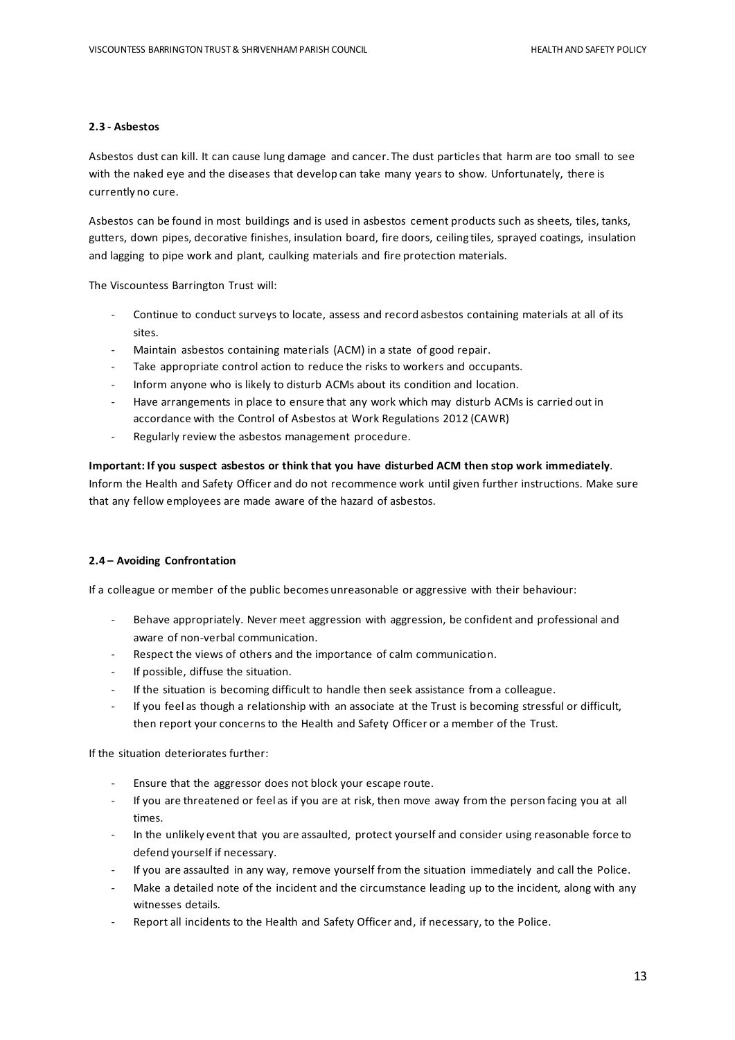### 2.3 - Asbestos

Asbestos dust can kill. It can cause lung damage and cancer. The dust particles that harm are too small to see with the naked eye and the diseases that develop can take many years to show. Unfortunately, there is currently no cure.

Asbestos can be found in most buildings and is used in asbestos cement products such as sheets, tiles, tanks, gutters, down pipes, decorative finishes, insulation board, fire doors, ceiling tiles, sprayed coatings, insulation and lagging to pipe work and plant, caulking materials and fire protection materials.

The Viscountess Barrington Trust will:

- Continue to conduct surveys to locate, assess and record asbestos containing materials at all of its sites.
- Maintain asbestos containing materials (ACM) in a state of good repair.
- Take appropriate control action to reduce the risks to workers and occupants.
- Inform anyone who is likely to disturb ACMs about its condition and location.
- Have arrangements in place to ensure that any work which may disturb ACMs is carried out in accordance with the Control of Asbestos at Work Regulations 2012 (CAWR)
- Regularly review the asbestos management procedure.

**Important: If you suspect asbestos or think that you have disturbed ACM then stop work immediately**. Inform the Health and Safety Officer and do not recommence work until given further instructions. Make sure that any fellow employees are made aware of the hazard of asbestos.

### 2.4 – Avoiding Confrontation

If a colleague or member of the public becomes unreasonable or aggressive with their behaviour:

- Behave appropriately. Never meet aggression with aggression, be confident and professional and aware of non-verbal communication.
- Respect the views of others and the importance of calm communication.
- If possible, diffuse the situation.
- If the situation is becoming difficult to handle then seek assistance from a colleague.
- If you feel as though a relationship with an associate at the Trust is becoming stressful or difficult, then report your concerns to the Health and Safety Officer or a member of the Trust.

If the situation deteriorates further:

- Ensure that the aggressor does not block your escape route.
- If you are threatened or feel as if you are at risk, then move away from the person facing you at all times.
- In the unlikely event that you are assaulted, protect yourself and consider using reasonable force to defend yourself if necessary.
- If you are assaulted in any way, remove yourself from the situation immediately and call the Police.
- Make a detailed note of the incident and the circumstance leading up to the incident, along with any witnesses details.
- Report all incidents to the Health and Safety Officer and, if necessary, to the Police.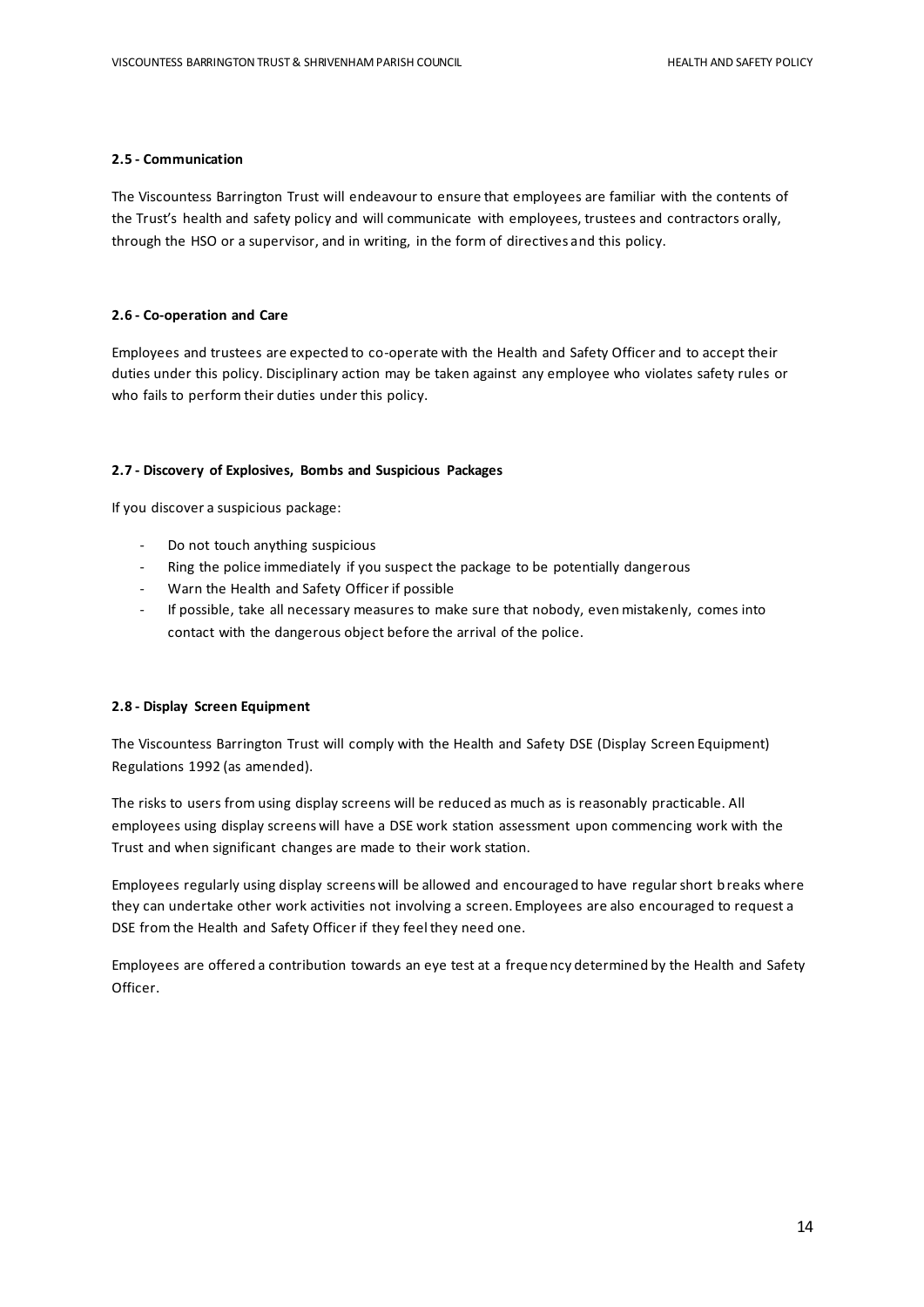#### 2.5 - Communication

The Viscountess Barrington Trust will endeavour to ensure that employees are familiar with the contents of the Trust's health and safety policy and will communicate with employees, trustees and contractors orally, through the HSO or a supervisor, and in writing, in the form of directives and this policy.

#### 2.6 - Co-operation and Care

Employees and trustees are expected to co-operate with the Health and Safety Officer and to accept their duties under this policy. Disciplinary action may be taken against any employee who violates safety rules or who fails to perform their duties under this policy.

#### 2.7 - Discovery of Explosives, Bombs and Suspicious Packages

If you discover a suspicious package:

- Do not touch anything suspicious
- Ring the police immediately if you suspect the package to be potentially dangerous
- Warn the Health and Safety Officer if possible
- If possible, take all necessary measures to make sure that nobody, even mistakenly, comes into contact with the dangerous object before the arrival of the police.

#### 2.8 - Display Screen Equipment

The Viscountess Barrington Trust will comply with the Health and Safety DSE (Display Screen Equipment) Regulations 1992 (as amended).

The risks to users from using display screens will be reduced as much as is reasonably practicable. All employees using display screens will have a DSE work station assessment upon commencing work with the Trust and when significant changes are made to their work station.

Employees regularly using display screens will be allowed and encouraged to have regular short breaks where they can undertake other work activities not involving a screen. Employees are also encouraged to request a DSE from the Health and Safety Officer if they feel they need one.

Employees are offered a contribution towards an eye test at a frequency determined by the Health and Safety Officer.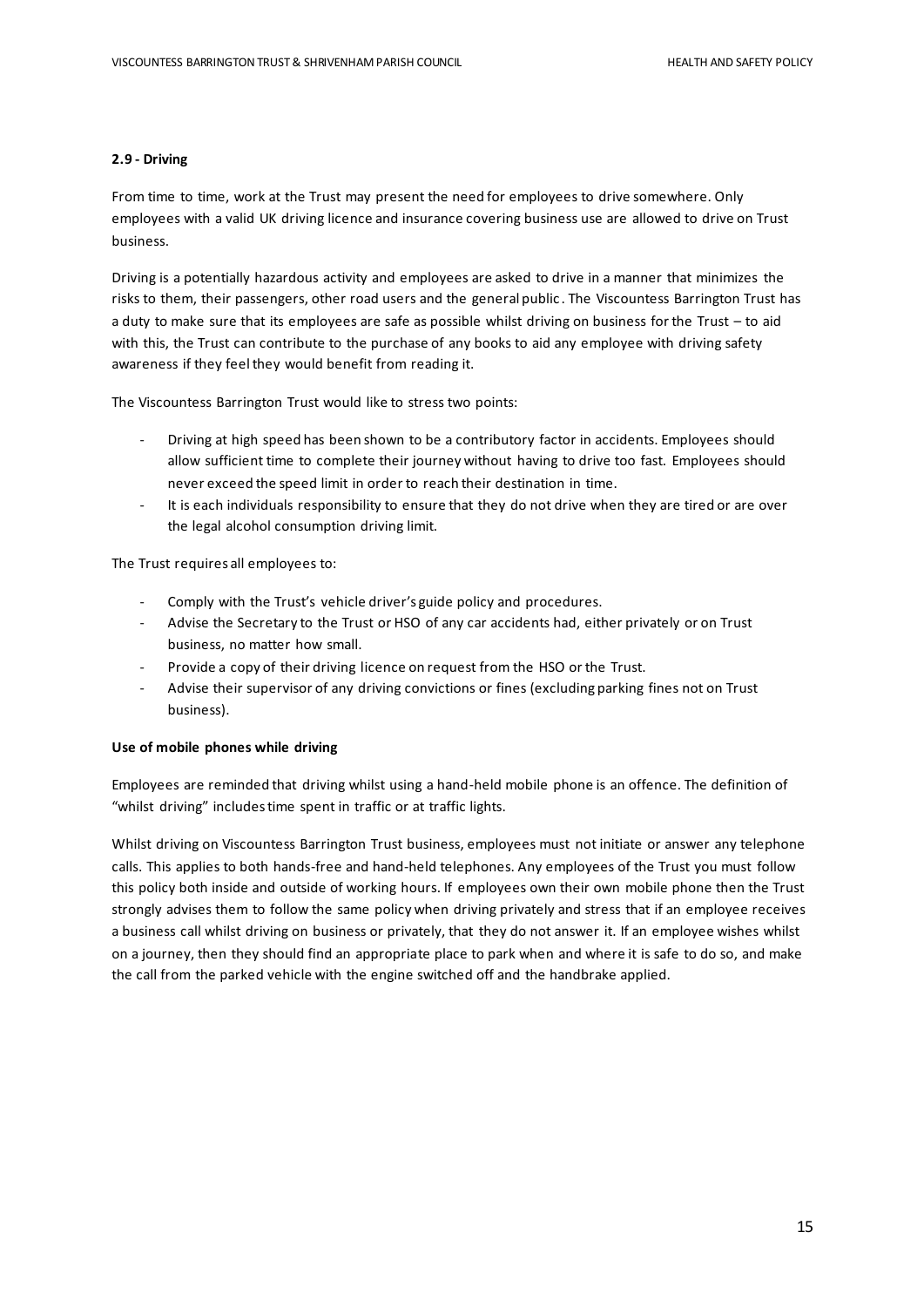**2.9 - Driving**

From time to time, work at the Trust may present the need for employees to drive somewhere. Only employees with a valid UK driving licence and insurance covering business use are allowed to drive on Trust business.

Driving is a potentially hazardous activity and employees are asked to drive in a manner that minimizes the risks to them, their passengers, other road users and the general public. The Viscountess Barrington Trust has a duty to make sure that its employees are safe as possible whilst driving on business for the Trust – to aid with this, the Trust can contribute to the purchase of any books to aid any employee with driving safety awareness if they feel they would benefit from reading it.

The Viscountess Barrington Trust would like to stress two points:

- Driving at high speed has been shown to be a contributory factor in accidents. Employees should allow sufficient time to complete their journey without having to drive too fast. Employees should never exceed the speed limit in order to reach their destination in time.
- It is each individuals responsibility to ensure that they do not drive when they are tired or are over the legal alcohol consumption driving limit.

The Trust requires all employees to:

- Comply with the Trust's vehicle driver's guide policy and procedures.
- Advise the Secretary to the Trust or HSO of any car accidents had, either privately or on Trust business, no matter how small.
- Provide a copy of their driving licence on request from the HSO or the Trust.
- Advise their supervisor of any driving convictions or fines (excluding parking fines not on Trust business).

**Use of mobile phones while driving**

Employees are reminded that driving whilst using a hand-held mobile phone is an offence. The definition of "whilst driving" includes time spent in traffic or at traffic lights.

Whilst driving on Viscountess Barrington Trust business, employees must not initiate or answer any telephone calls. This applies to both hands-free and hand-held telephones. Any employees of the Trust you must follow this policy both inside and outside of working hours. If employees own their own mobile phone then the Trust strongly advises them to follow the same policy when driving privately and stress that if an employee receives a business call whilst driving on business or privately, that they do not answer it. If an employee wishes whilst on a journey, then they should find an appropriate place to park when and where it is safe to do so, and make the call from the parked vehicle with the engine switched off and the handbrake applied.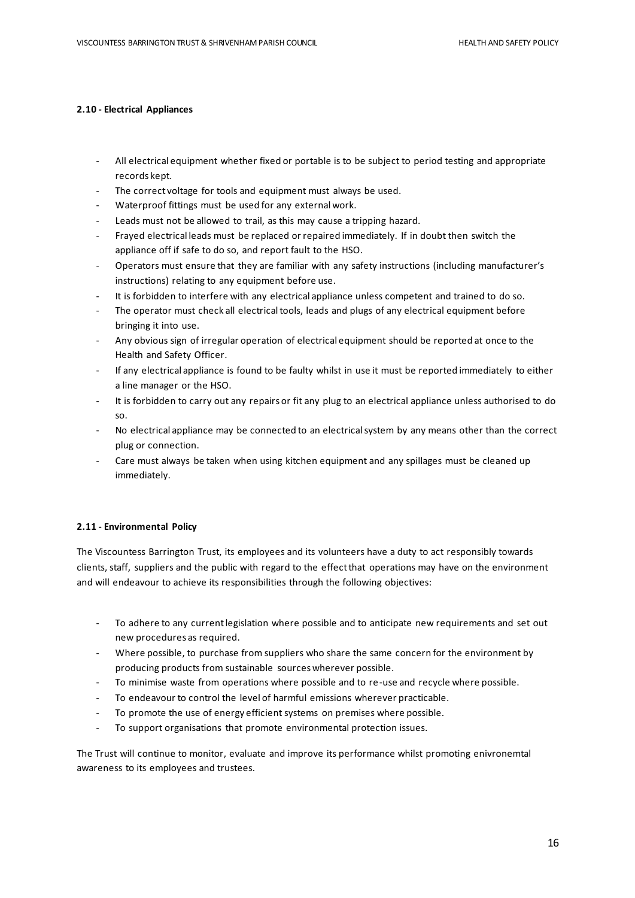#### 2.10 - Electrical Appliances

- All electrical equipment whether fixed or portable is to be subject to period testing and appropriate records kept.
- The correct voltage for tools and equipment must always be used.
- Waterproof fittings must be used for any external work.
- Leads must not be allowed to trail, as this may cause a tripping hazard.
- Frayed electrical leads must be replaced or repaired immediately. If in doubt then switch the appliance off if safe to do so, and report fault to the HSO.
- Operators must ensure that they are familiar with any safety instructions (including manufacturer's instructions) relating to any equipment before use.
- It is forbidden to interfere with any electrical appliance unless competent and trained to do so.
- The operator must check all electrical tools, leads and plugs of any electrical equipment before bringing it into use.
- Any obvious sign of irregular operation of electrical equipment should be reported at once to the Health and Safety Officer.
- If any electrical appliance is found to be faulty whilst in use it must be reported immediately to either a line manager or the HSO.
- It is forbidden to carry out any repairs or fit any plug to an electrical appliance unless authorised to do so.
- No electrical appliance may be connected to an electrical system by any means other than the correct plug or connection.
- Care must always be taken when using kitchen equipment and any spillages must be cleaned up immediately.

#### 2.11 - Environmental Policy

The Viscountess Barrington Trust, its employees and its volunteers have a duty to act responsibly towards clients, staff, suppliers and the public with regard to the effect that operations may have on the environment and will endeavour to achieve its responsibilities through the following objectives:

- To adhere to any current legislation where possible and to anticipate new requirements and set out new procedures as required.
- Where possible, to purchase from suppliers who share the same concern for the environment by producing products from sustainable sources wherever possible.
- To minimise waste from operations where possible and to re-use and recycle where possible.
- To endeavour to control the level of harmful emissions wherever practicable.
- To promote the use of energy efficient systems on premises where possible.
- To support organisations that promote environmental protection issues.

The Trust will continue to monitor, evaluate and improve its performance whilst promoting enivronemtal awareness to its employees and trustees.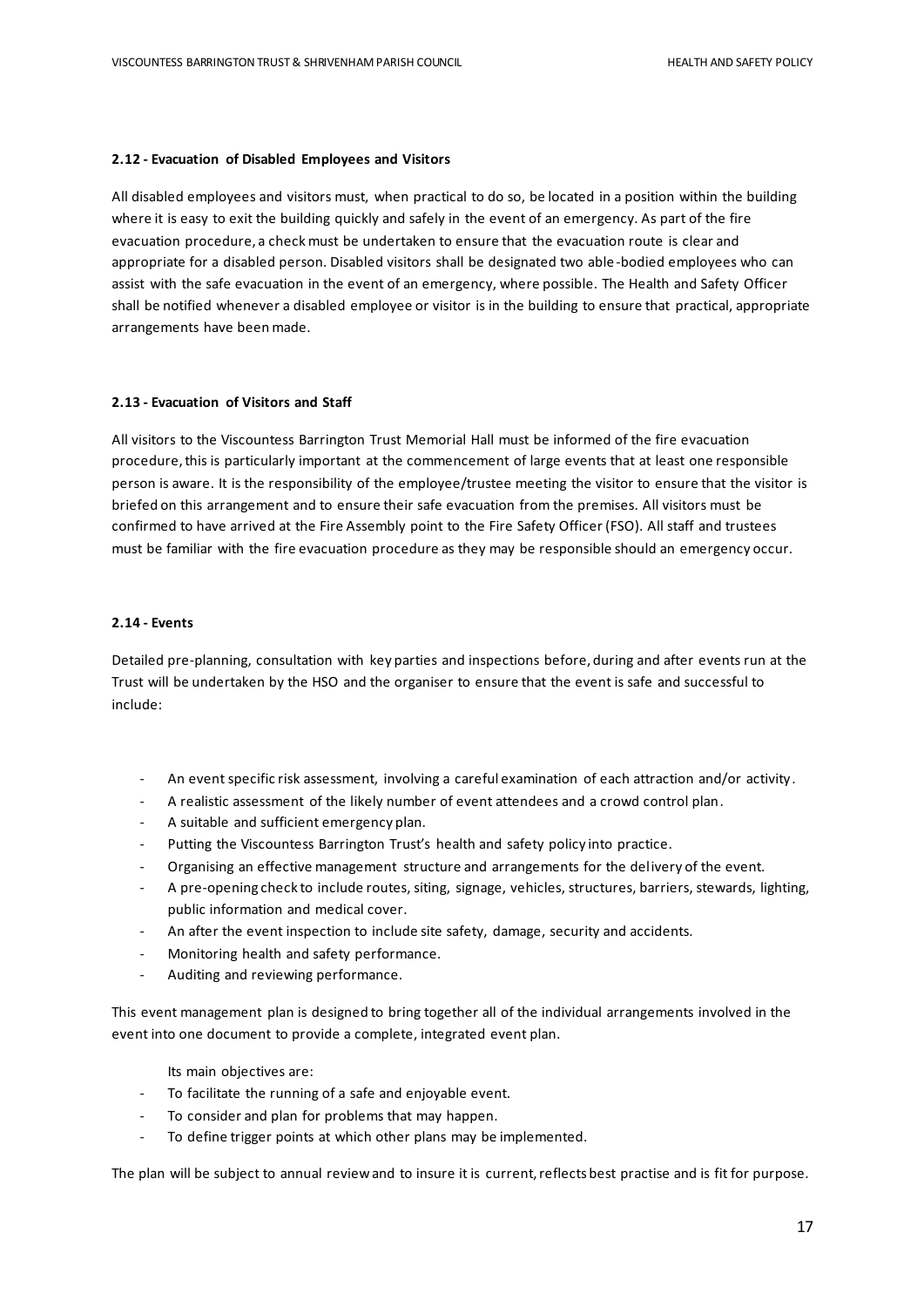### 2.12 - Evacuation of Disabled Employees and Visitors

All disabled employees and visitors must, when practical to do so, be located in a position within the building where it is easy to exit the building quickly and safely in the event of an emergency. As part of the fire evacuation procedure, a check must be undertaken to ensure that the evacuation route is clear and appropriate for a disabled person. Disabled visitors shall be designated two able-bodied employees who can assist with the safe evacuation in the event of an emergency, where possible. The Health and Safety Officer shall be notified whenever a disabled employee or visitor is in the building to ensure that practical, appropriate arrangements have been made.

### 2.13 - Evacuation of Visitors and Staff

All visitors to the Viscountess Barrington Trust Memorial Hall must be informed of the fire evacuation procedure, this is particularly important at the commencement of large events that at least one responsible person is aware. It is the responsibility of the employee/trustee meeting the visitor to ensure that the visitor is briefed on this arrangement and to ensure their safe evacuation from the premises. All visitors must be confirmed to have arrived at the Fire Assembly point to the Fire Safety Officer (FSO). All staff and trustees must be familiar with the fire evacuation procedure as they may be responsible should an emergency occur.

### 2.14 - Events

Detailed pre-planning, consultation with key parties and inspections before, during and after events run at the Trust will be undertaken by the HSO and the organiser to ensure that the event is safe and successful to include:

- An event specific risk assessment, involving a careful examination of each attraction and/or activity.
- A realistic assessment of the likely number of event attendees and a crowd control plan.
- A suitable and sufficient emergency plan.
- Putting the Viscountess Barrington Trust's health and safety policy into practice.
- Organising an effective management structure and arrangements for the delivery of the event.
- A pre-opening check to include routes, siting, signage, vehicles, structures, barriers, stewards, lighting, public information and medical cover.
- An after the event inspection to include site safety, damage, security and accidents.
- Monitoring health and safety performance.
- Auditing and reviewing performance.

This event management plan is designed to bring together all of the individual arrangements involved in the event into one document to provide a complete, integrated event plan.

Its main objectives are:

- To facilitate the running of a safe and enjoyable event.
- To consider and plan for problems that may happen.
- To define trigger points at which other plans may be implemented.

The plan will be subject to annual review and to insure it is current, reflects best practise and is fit for purpose.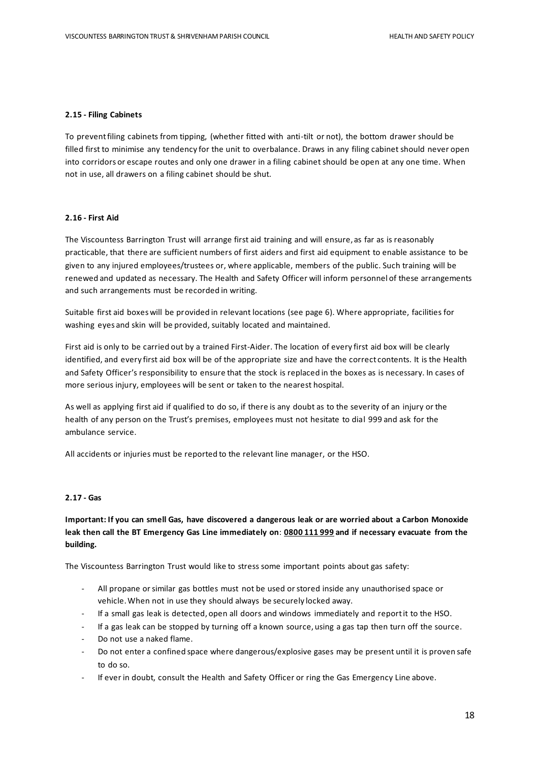#### 2.15 - Filing Cabinets

To prevent filing cabinets from tipping, (whether fitted with anti-tilt or not), the bottom drawer should be filled first to minimise any tendency for the unit to overbalance. Draws in any filing cabinet should never open into corridors or escape routes and only one drawer in a filing cabinet should be open at any one time. When not in use, all drawers on a filing cabinet should be shut.

#### 2.16 - First Aid

The Viscountess Barrington Trust will arrange first aid training and will ensure, as far as is reasonably practicable, that there are sufficient numbers of first aiders and first aid equipment to enable assistance to be given to any injured employees/trustees or, where applicable, members of the public. Such training will be renewed and updated as necessary. The Health and Safety Officer will inform personnel of these arrangements and such arrangements must be recorded in writing.

Suitable first aid boxes will be provided in relevant locations (see page 6). Where appropriate, facilities for washing eyes and skin will be provided, suitably located and maintained.

First aid is only to be carried out by a trained First-Aider. The location of every first aid box will be clearly identified, and every first aid box will be of the appropriate size and have the correct contents. It is the Health and Safety Officer's responsibility to ensure that the stock is replaced in the boxes as is necessary. In cases of more serious injury, employees will be sent or taken to the nearest hospital.

As well as applying first aid if qualified to do so, if there is any doubt as to the severity of an injury or the health of any person on the Trust's premises, employees must not hesitate to dial 999 and ask for the ambulance service.

All accidents or injuries must be reported to the relevant line manager, or the HSO.

#### 2.17 - Gas

**Important: If you can smell Gas, have discovered a dangerous leak or are worried about a Carbon Monoxide leak then call the BT Emergency Gas Line immediately on**: **0800 111 999 and if necessary evacuate from the building.**

The Viscountess Barrington Trust would like to stress some important points about gas safety:

- All propane or similar gas bottles must not be used or stored inside any unauthorised space or vehicle. When not in use they should always be securely locked away.
- If a small gas leak is detected, open all doors and windows immediately and report it to the HSO.
- If a gas leak can be stopped by turning off a known source, using a gas tap then turn off the source.
- Do not use a naked flame.
- Do not enter a confined space where dangerous/explosive gases may be present until it is proven safe to do so.
- If ever in doubt, consult the Health and Safety Officer or ring the Gas Emergency Line above.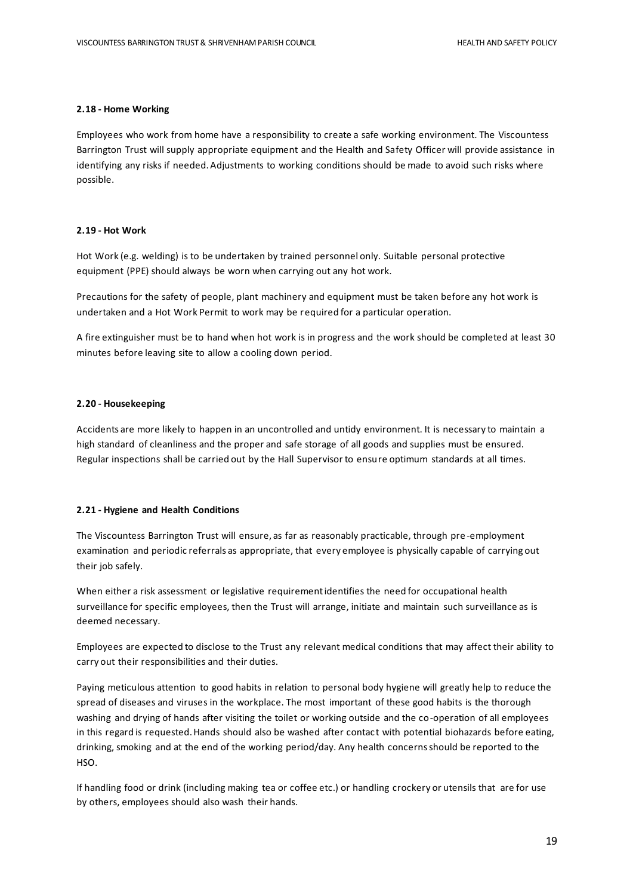#### 2.18 - Home Working

Employees who work from home have a responsibility to create a safe working environment. The Viscountess Barrington Trust will supply appropriate equipment and the Health and Safety Officer will provide assistance in identifying any risks if needed. Adjustments to working conditions should be made to avoid such risks where possible.

#### 2.19 - Hot Work

Hot Work (e.g. welding) is to be undertaken by trained personnel only. Suitable personal protective equipment (PPE) should always be worn when carrying out any hot work.

Precautions for the safety of people, plant machinery and equipment must be taken before any hot work is undertaken and a Hot Work Permit to work may be required for a particular operation.

A fire extinguisher must be to hand when hot work is in progress and the work should be completed at least 30 minutes before leaving site to allow a cooling down period.

#### 2.20 - Housekeeping

Accidents are more likely to happen in an uncontrolled and untidy environment. It is necessary to maintain a high standard of cleanliness and the proper and safe storage of all goods and supplies must be ensured. Regular inspections shall be carried out by the Hall Supervisor to ensure optimum standards at all times.

#### 2.21 - Hygiene and Health Conditions

The Viscountess Barrington Trust will ensure, as far as reasonably practicable, through pre-employment examination and periodic referrals as appropriate, that every employee is physically capable of carrying out their job safely.

When either a risk assessment or legislative requirement identifies the need for occupational health surveillance for specific employees, then the Trust will arrange, initiate and maintain such surveillance as is deemed necessary.

Employees are expected to disclose to the Trust any relevant medical conditions that may affect their ability to carry out their responsibilities and their duties.

Paying meticulous attention to good habits in relation to personal body hygiene will greatly help to reduce the spread of diseases and viruses in the workplace. The most important of these good habits is the thorough washing and drying of hands after visiting the toilet or working outside and the co-operation of all employees in this regard is requested. Hands should also be washed after contact with potential biohazards before eating, drinking, smoking and at the end of the working period/day. Any health concerns should be reported to the HSO.

If handling food or drink (including making tea or coffee etc.) or handling crockery or utensils that are for use by others, employees should also wash their hands.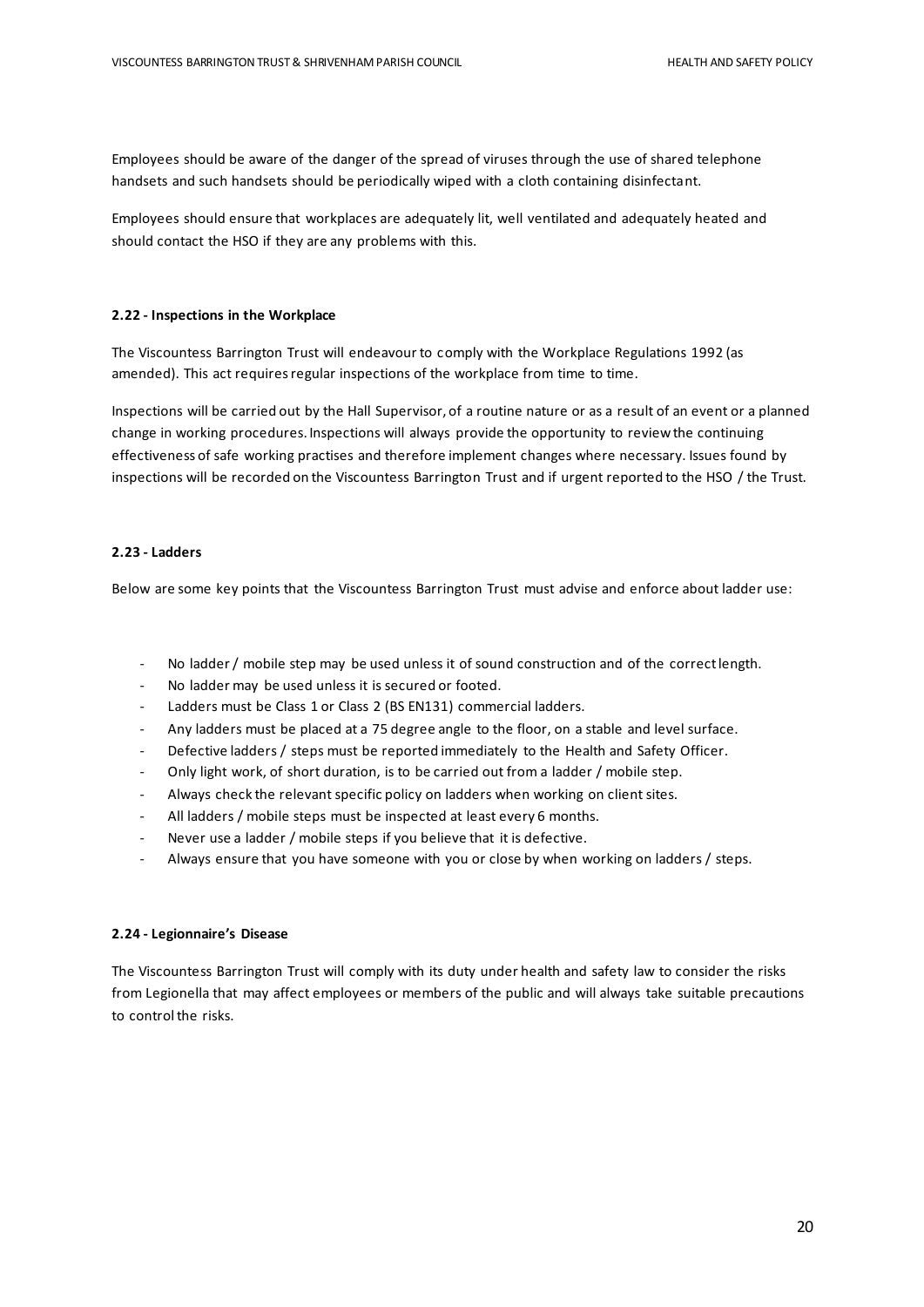Employees should be aware of the danger of the spread of viruses through the use of shared telephone handsets and such handsets should be periodically wiped with a cloth containing disinfectant.

Employees should ensure that workplaces are adequately lit, well ventilated and adequately heated and should contact the HSO if they are any problems with this.

#### 2.22 - Inspections in the Workplace

The Viscountess Barrington Trust will endeavour to comply with the Workplace Regulations 1992 (as amended). This act requires regular inspections of the workplace from time to time.

Inspections will be carried out by the Hall Supervisor, of a routine nature or as a result of an event or a planned change in working procedures. Inspections will always provide the opportunity to review the continuing effectiveness of safe working practises and therefore implement changes where necessary. Issues found by inspections will be recorded on the Viscountess Barrington Trust and if urgent reported to the HSO / the Trust.

#### 2.23 - Ladders

Below are some key points that the Viscountess Barrington Trust must advise and enforce about ladder use:

- No ladder / mobile step may be used unless it of sound construction and of the correct length.
- No ladder may be used unless it is secured or footed.
- Ladders must be Class 1 or Class 2 (BS EN131) commercial ladders.
- Any ladders must be placed at a 75 degree angle to the floor, on a stable and level surface.
- Defective ladders / steps must be reported immediately to the Health and Safety Officer.
- Only light work, of short duration, is to be carried out from a ladder / mobile step.
- Always check the relevant specific policy on ladders when working on client sites.
- All ladders / mobile steps must be inspected at least every 6 months.
- Never use a ladder / mobile steps if you believe that it is defective.
- Always ensure that you have someone with you or close by when working on ladders / steps.

#### 2.24 - Legionnaire's Disease

The Viscountess Barrington Trust will comply with its duty under health and safety law to consider the risks from Legionella that may affect employees or members of the public and will always take suitable precautions to control the risks.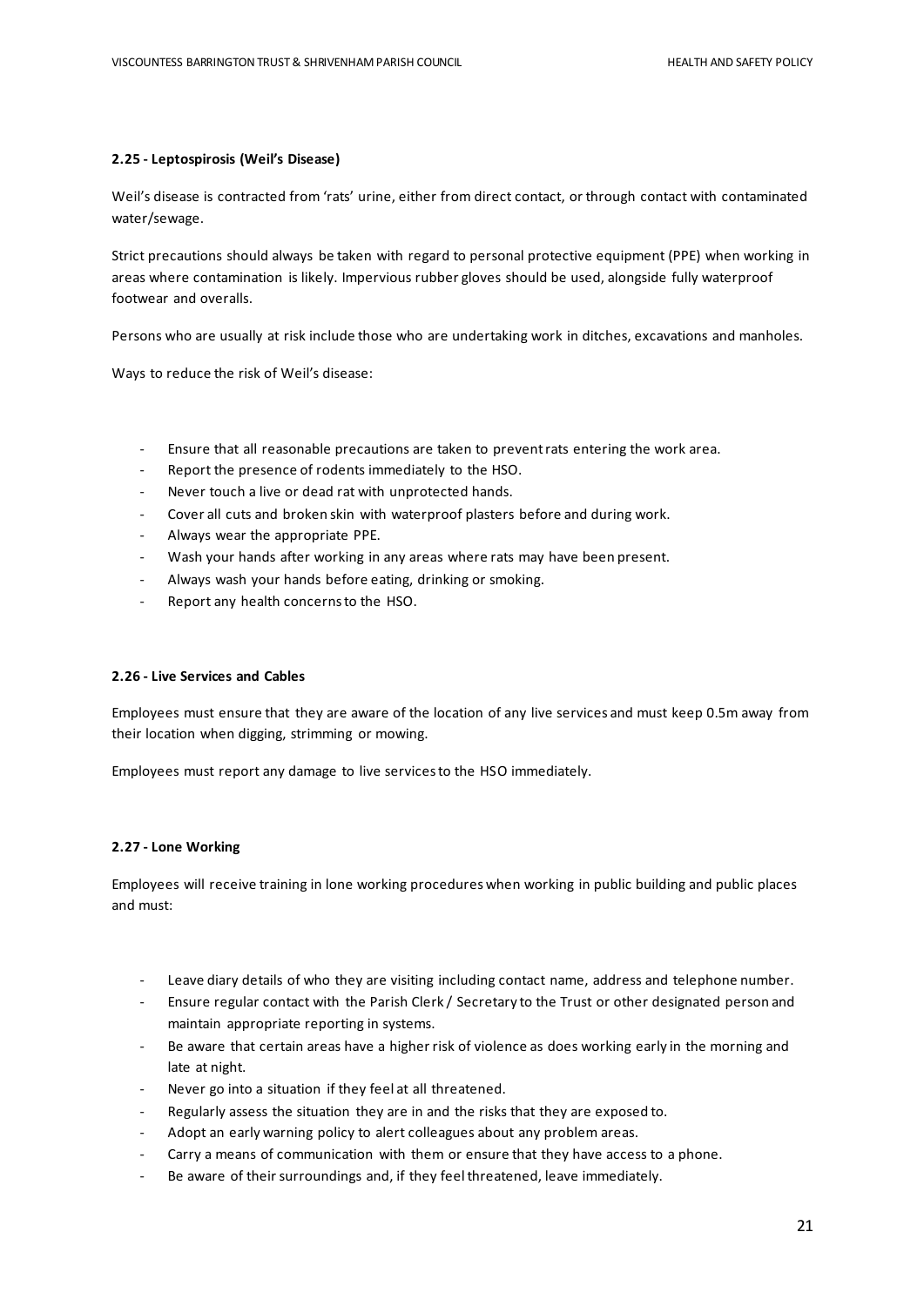**2.25 - Leptospirosis (Weil's Disease)**

Weil's disease is contracted from 'rats' urine, either from direct contact, or through contact with contaminated water/sewage.

Strict precautions should always be taken with regard to personal protective equipment (PPE) when working in areas where contamination is likely. Impervious rubber gloves should be used, alongside fully waterproof footwear and overalls.

Persons who are usually at risk include those who are undertaking work in ditches, excavations and manholes.

Ways to reduce the risk of Weil's disease:

- Ensure that all reasonable precautions are taken to prevent rats entering the work area.
- Report the presence of rodents immediately to the HSO.
- Never touch a live or dead rat with unprotected hands.
- Cover all cuts and broken skin with waterproof plasters before and during work.
- Always wear the appropriate PPE.
- Wash your hands after working in any areas where rats may have been present.
- Always wash your hands before eating, drinking or smoking.
- Report any health concerns to the HSO.

**2.26 - Live Services and Cables**

Employees must ensure that they are aware of the location of any live services and must keep 0.5m away from their location when digging, strimming or mowing.

Employees must report any damage to live services to the HSO immediately.

**2.27 - Lone Working**

Employees will receive training in lone working procedures when working in public building and public places and must:

- Leave diary details of who they are visiting including contact name, address and telephone number.
- Ensure regular contact with the Parish Clerk / Secretary to the Trust or other designated person and maintain appropriate reporting in systems.
- Be aware that certain areas have a higher risk of violence as does working early in the morning and late at night.
- Never go into a situation if they feel at all threatened.
- Regularly assess the situation they are in and the risks that they are exposed to.
- Adopt an early warning policy to alert colleagues about any problem areas.
- Carry a means of communication with them or ensure that they have access to a phone.
- Be aware of their surroundings and, if they feel threatened, leave immediately.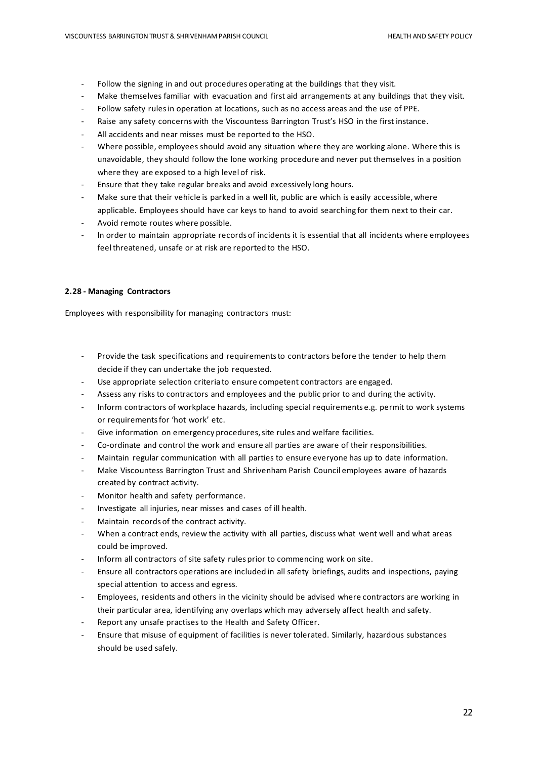- Follow the signing in and out procedures operating at the buildings that they visit.
- Make themselves familiar with evacuation and first aid arrangements at any buildings that they visit.
- Follow safety rules in operation at locations, such as no access areas and the use of PPE.
- Raise any safety concerns with the Viscountess Barrington Trust's HSO in the first instance.
- All accidents and near misses must be reported to the HSO.
- Where possible, employees should avoid any situation where they are working alone. Where this is unavoidable, they should follow the lone working procedure and never put themselves in a position where they are exposed to a high level of risk.
- Ensure that they take regular breaks and avoid excessively long hours.
- Make sure that their vehicle is parked in a well lit, public are which is easily accessible, where applicable. Employees should have car keys to hand to avoid searching for them next to their car.
- Avoid remote routes where possible.
- In order to maintain appropriate records of incidents it is essential that all incidents where employees feel threatened, unsafe or at risk are reported to the HSO.

**2.28 - Managing Contractors**

Employees with responsibility for managing contractors must:

- Provide the task specifications and requirements to contractors before the tender to help them decide if they can undertake the job requested.
- Use appropriate selection criteria to ensure competent contractors are engaged.
- Assess any risks to contractors and employees and the public prior to and during the activity.
- Inform contractors of workplace hazards, including special requirements e.g. permit to work systems or requirements for 'hot work' etc.
- Give information on emergency procedures, site rules and welfare facilities.
- Co-ordinate and control the work and ensure all parties are aware of their responsibilities.
- Maintain regular communication with all parties to ensure everyone has up to date information.
- Make Viscountess Barrington Trust and Shrivenham Parish Council employees aware of hazards created by contract activity.
- Monitor health and safety performance.
- Investigate all injuries, near misses and cases of ill health.
- Maintain records of the contract activity.
- When a contract ends, review the activity with all parties, discuss what went well and what areas could be improved.
- Inform all contractors of site safety rules prior to commencing work on site.
- Ensure all contractors operations are included in all safety briefings, audits and inspections, paying special attention to access and egress.
- Employees, residents and others in the vicinity should be advised where contractors are working in their particular area, identifying any overlaps which may adversely affect health and safety.
- Report any unsafe practises to the Health and Safety Officer.
- Ensure that misuse of equipment of facilities is never tolerated. Similarly, hazardous substances should be used safely.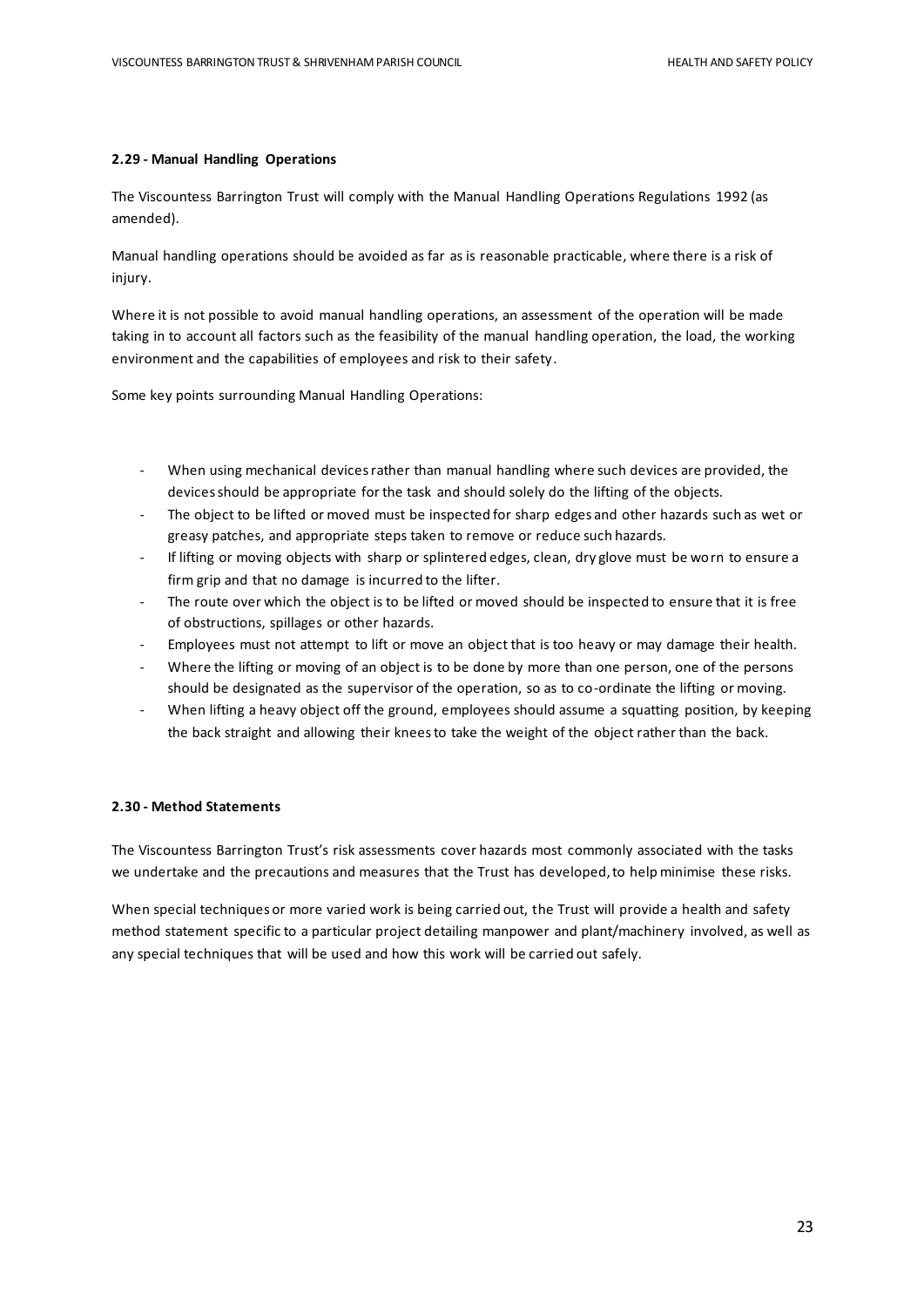**2.29 - Manual Handling Operations**

The Viscountess Barrington Trust will comply with the Manual Handling Operations Regulations 1992 (as amended).

Manual handling operations should be avoided as far as is reasonable practicable, where there is a risk of injury.

Where it is not possible to avoid manual handling operations, an assessment of the operation will be made taking in to account all factors such as the feasibility of the manual handling operation, the load, the working environment and the capabilities of employees and risk to their safety.

Some key points surrounding Manual Handling Operations:

- When using mechanical devices rather than manual handling where such devices are provided, the devices should be appropriate for the task and should solely do the lifting of the objects.
- The object to be lifted or moved must be inspected for sharp edges and other hazards such as wet or greasy patches, and appropriate steps taken to remove or reduce such hazards.
- If lifting or moving objects with sharp or splintered edges, clean, dry glove must be worn to ensure a firm grip and that no damage is incurred to the lifter.
- The route over which the object is to be lifted or moved should be inspected to ensure that it is free of obstructions, spillages or other hazards.
- Employees must not attempt to lift or move an object that is too heavy or may damage their health.
- Where the lifting or moving of an object is to be done by more than one person, one of the persons should be designated as the supervisor of the operation, so as to co-ordinate the lifting or moving.
- When lifting a heavy object off the ground, employees should assume a squatting position, by keeping the back straight and allowing their knees to take the weight of the object rather than the back.

**2.30 - Method Statements**

The Viscountess Barrington Trust's risk assessments cover hazards most commonly associated with the tasks we undertake and the precautions and measures that the Trust has developed, to help minimise these risks.

When special techniques or more varied work is being carried out, the Trust will provide a health and safety method statement specific to a particular project detailing manpower and plant/machinery involved, as well as any special techniques that will be used and how this work will be carried out safely.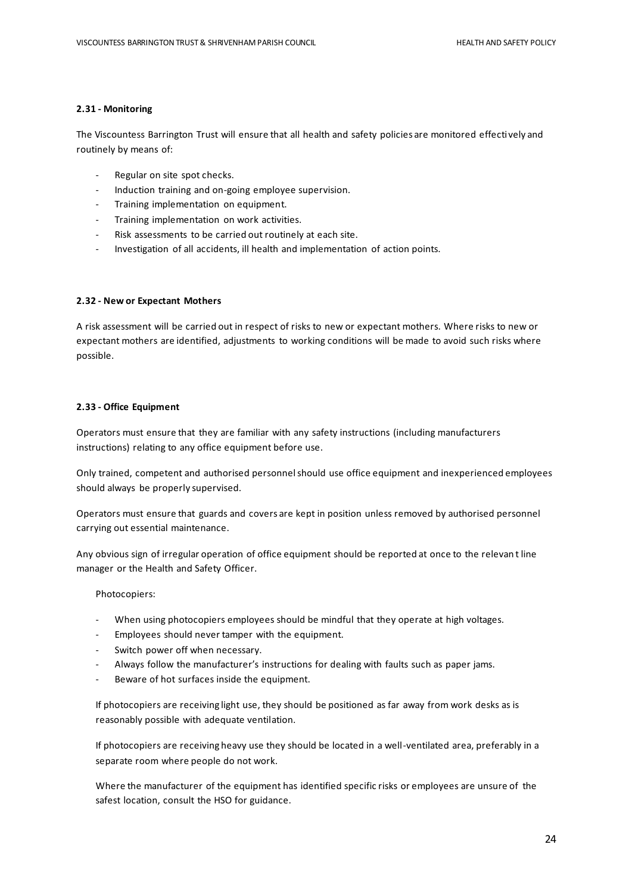#### 2.31 - Monitoring

The Viscountess Barrington Trust will ensure that all health and safety policies are monitored effectively and routinely by means of:

- Regular on site spot checks.
- Induction training and on-going employee supervision.
- Training implementation on equipment.
- Training implementation on work activities.
- Risk assessments to be carried out routinely at each site.
- Investigation of all accidents, ill health and implementation of action points.

#### 2.32 - New or Expectant Mothers

A risk assessment will be carried out in respect of risks to new or expectant mothers. Where risks to new or expectant mothers are identified, adjustments to working conditions will be made to avoid such risks where possible.

#### 2.33 - Office Equipment

Operators must ensure that they are familiar with any safety instructions (including manufacturers instructions) relating to any office equipment before use.

Only trained, competent and authorised personnel should use office equipment and inexperienced employees should always be properly supervised.

Operators must ensure that guards and covers are kept in position unless removed by authorised personnel carrying out essential maintenance.

Any obvious sign of irregular operation of office equipment should be reported at once to the relevant line manager or the Health and Safety Officer.

Photocopiers:

- When using photocopiers employees should be mindful that they operate at high voltages.
- Employees should never tamper with the equipment.
- Switch power off when necessary.
- Always follow the manufacturer's instructions for dealing with faults such as paper jams.
- Beware of hot surfaces inside the equipment.

If photocopiers are receiving light use, they should be positioned as far away from work desks as is reasonably possible with adequate ventilation.

If photocopiers are receiving heavy use they should be located in a well-ventilated area, preferably in a separate room where people do not work.

Where the manufacturer of the equipment has identified specific risks or employees are unsure of the safest location, consult the HSO for guidance.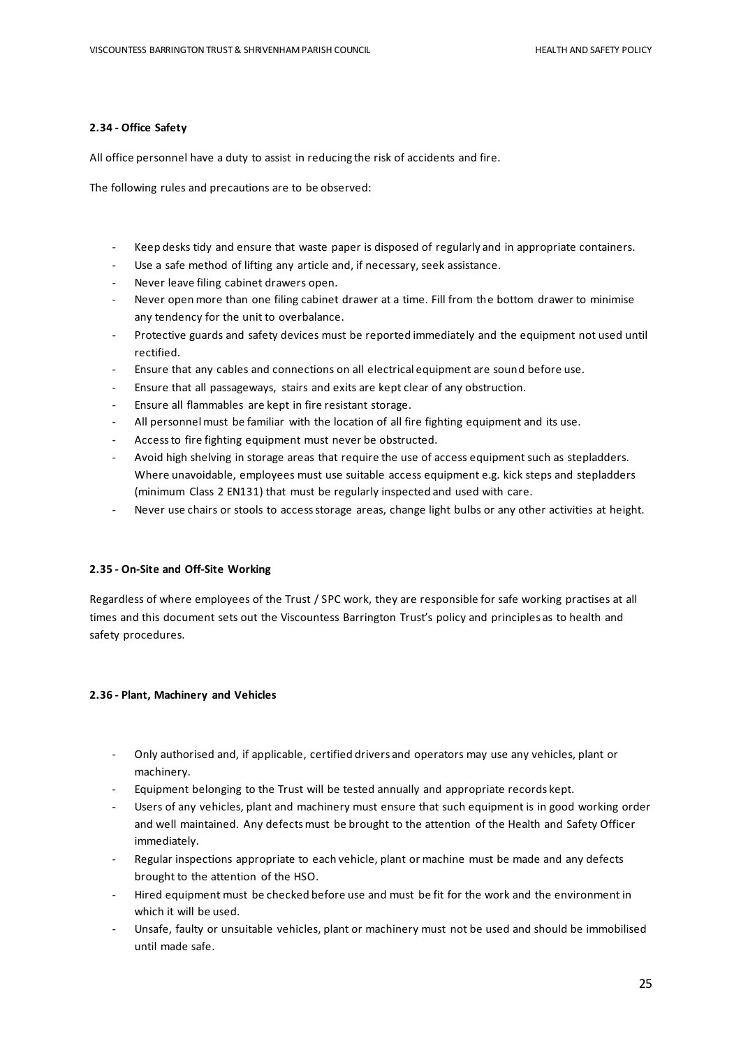#### 2.34 - Office Safety

All office personnel have a duty to assist in reducing the risk of accidents and fire.

The following rules and precautions are to be observed:

- Keep desks tidy and ensure that waste paper is disposed of regularly and in appropriate containers.
- Use a safe method of lifting any article and, if necessary, seek assistance.
- Never leave filing cabinet drawers open.
- Never open more than one filing cabinet drawer at a time. Fill from the bottom drawer to minimise any tendency for the unit to overbalance.
- Protective guards and safety devices must be reported immediately and the equipment not used until rectified.
- Ensure that any cables and connections on all electrical equipment are sound before use.
- Ensure that all passageways, stairs and exits are kept clear of any obstruction.
- Ensure all flammables are kept in fire resistant storage.
- All personnel must be familiar with the location of all fire fighting equipment and its use.
- Access to fire fighting equipment must never be obstructed.
- Avoid high shelving in storage areas that require the use of access equipment such as stepladders. Where unavoidable, employees must use suitable access equipment e.g. kick steps and stepladders (minimum Class 2 EN131) that must be regularly inspected and used with care.
- Never use chairs or stools to access storage areas, change light bulbs or any other activities at height.

#### 2.35 - On-Site and Off-Site Working

Regardless of where employees of the Trust / SPC work, they are responsible for safe working practises at all times and this document sets out the Viscountess Barrington Trust's policy and principles as to health and safety procedures.

#### 2.36 - Plant, Machinery and Vehicles

- Only authorised and, if applicable, certified drivers and operators may use any vehicles, plant or machinery.
- Equipment belonging to the Trust will be tested annually and appropriate records kept.
- Users of any vehicles, plant and machinery must ensure that such equipment is in good working order and well maintained. Any defects must be brought to the attention of the Health and Safety Officer immediately.
- Regular inspections appropriate to each vehicle, plant or machine must be made and any defects brought to the attention of the HSO.
- Hired equipment must be checked before use and must be fit for the work and the environment in which it will be used.
- Unsafe, faulty or unsuitable vehicles, plant or machinery must not be used and should be immobilised until made safe.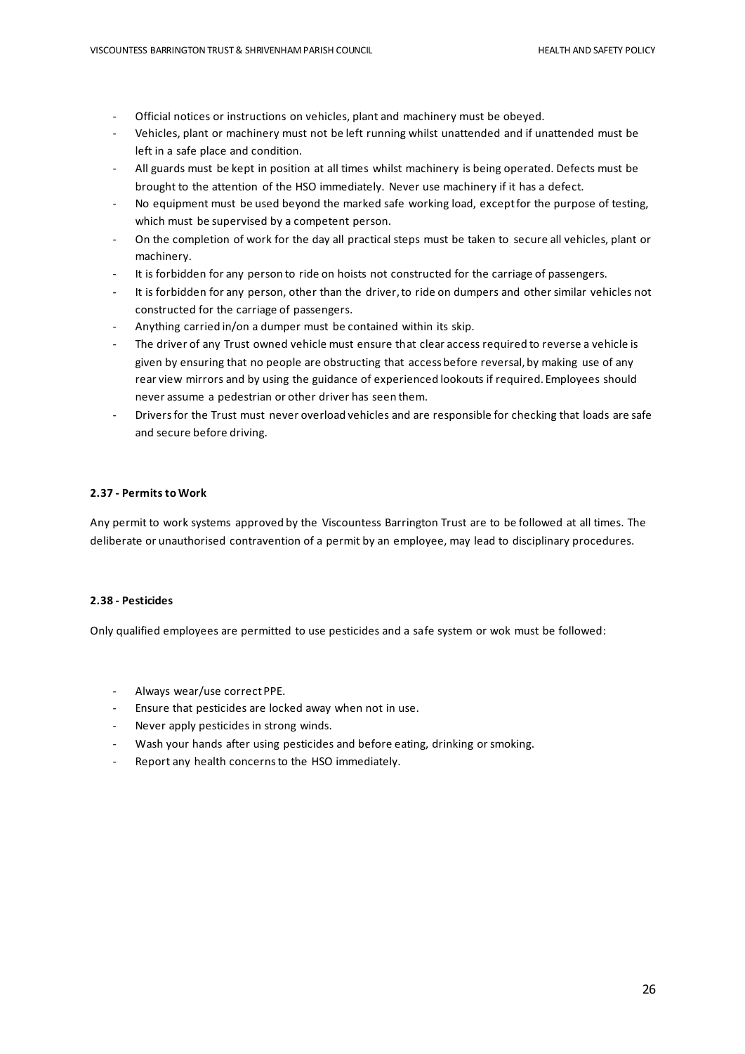- Official notices or instructions on vehicles, plant and machinery must be obeyed.
- Vehicles, plant or machinery must not be left running whilst unattended and if unattended must be left in a safe place and condition.
- All guards must be kept in position at all times whilst machinery is being operated. Defects must be brought to the attention of the HSO immediately. Never use machinery if it has a defect.
- No equipment must be used beyond the marked safe working load, except for the purpose of testing, which must be supervised by a competent person.
- On the completion of work for the day all practical steps must be taken to secure all vehicles, plant or machinery.
- It is forbidden for any person to ride on hoists not constructed for the carriage of passengers.
- It is forbidden for any person, other than the driver, to ride on dumpers and other similar vehicles not constructed for the carriage of passengers.
- Anything carried in/on a dumper must be contained within its skip.
- The driver of any Trust owned vehicle must ensure that clear access required to reverse a vehicle is given by ensuring that no people are obstructing that access before reversal, by making use of any rear view mirrors and by using the guidance of experienced lookouts if required. Employees should never assume a pedestrian or other driver has seen them.
- Drivers for the Trust must never overload vehicles and are responsible for checking that loads are safe and secure before driving.

#### 2.37 - Permits to Work

Any permit to work systems approved by the Viscountess Barrington Trust are to be followed at all times. The deliberate or unauthorised contravention of a permit by an employee, may lead to disciplinary procedures.

#### 2.38 - Pesticides

Only qualified employees are permitted to use pesticides and a safe system or wok must be followed:

- Always wear/use correct PPE.
- Ensure that pesticides are locked away when not in use.
- Never apply pesticides in strong winds.
- Wash your hands after using pesticides and before eating, drinking or smoking.
- Report any health concerns to the HSO immediately.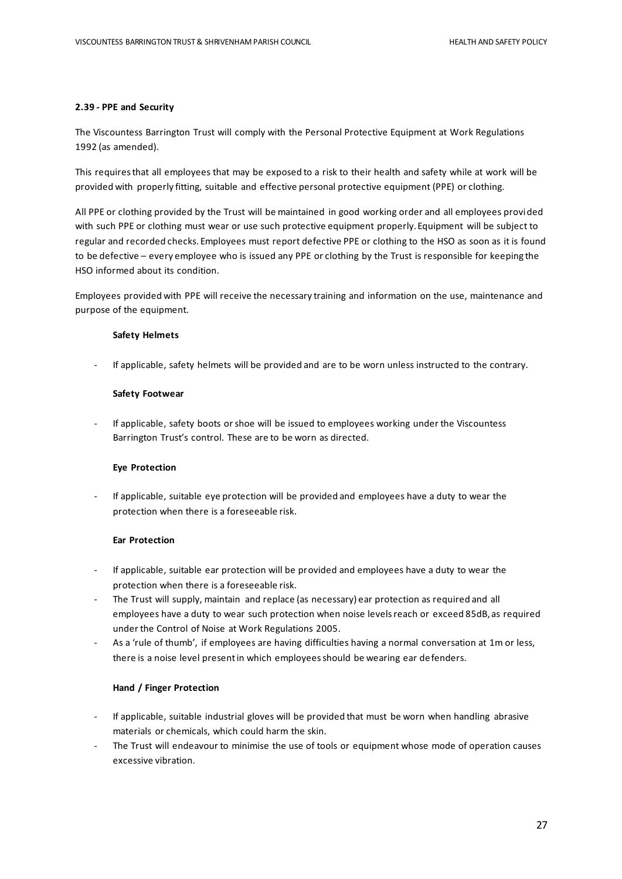**2.39 - PPE and Security**

The Viscountess Barrington Trust will comply with the Personal Protective Equipment at Work Regulations 1992 (as amended).

This requires that all employees that may be exposed to a risk to their health and safety while at work will be provided with properly fitting, suitable and effective personal protective equipment (PPE) or clothing.

All PPE or clothing provided by the Trust will be maintained in good working order and all employees provided with such PPE or clothing must wear or use such protective equipment properly. Equipment will be subject to regular and recorded checks. Employees must report defective PPE or clothing to the HSO as soon as it is found to be defective – every employee who is issued any PPE or clothing by the Trust is responsible for keeping the HSO informed about its condition.

Employees provided with PPE will receive the necessary training and information on the use, maintenance and purpose of the equipment.

**Safety Helmets**

- If applicable, safety helmets will be provided and are to be worn unless instructed to the contrary.

**Safety Footwear**

- If applicable, safety boots or shoe will be issued to employees working under the Viscountess Barrington Trust's control. These are to be worn as directed.

**Eye Protection**

- If applicable, suitable eye protection will be provided and employees have a duty to wear the protection when there is a foreseeable risk.

**Ear Protection**

- If applicable, suitable ear protection will be provided and employees have a duty to wear the protection when there is a foreseeable risk.
- The Trust will supply, maintain and replace (as necessary) ear protection as required and all employees have a duty to wear such protection when noise levels reach or exceed 85dB, as required under the Control of Noise at Work Regulations 2005.
- As a 'rule of thumb', if employees are having difficulties having a normal conversation at 1m or less, there is a noise level present in which employees should be wearing ear defenders.

**Hand / Finger Protection**

- If applicable, suitable industrial gloves will be provided that must be worn when handling abrasive materials or chemicals, which could harm the skin.
- The Trust will endeavour to minimise the use of tools or equipment whose mode of operation causes excessive vibration.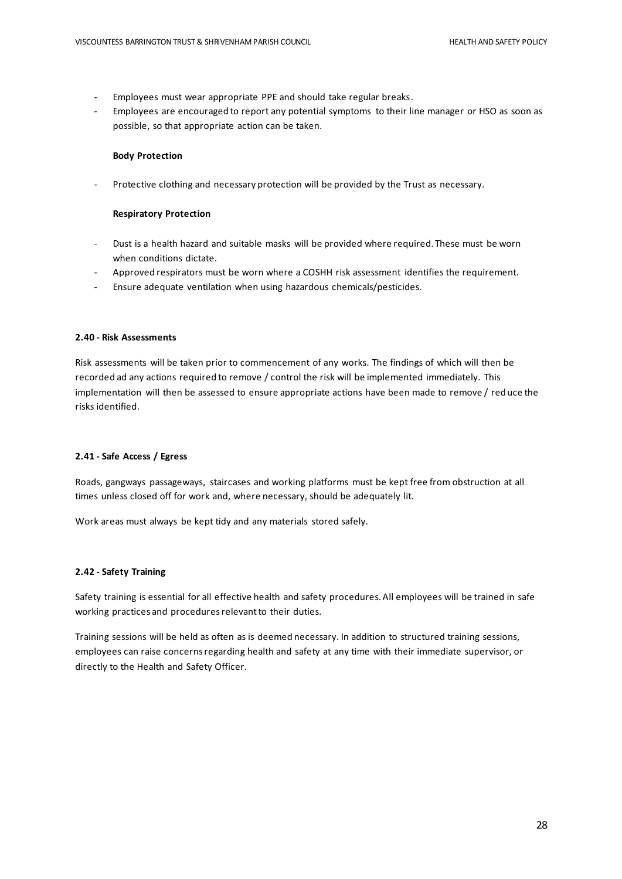- Employees must wear appropriate PPE and should take regular breaks.
- Employees are encouraged to report any potential symptoms to their line manager or HSO as soon as possible, so that appropriate action can be taken.

**Body Protection**

- Protective clothing and necessary protection will be provided by the Trust as necessary.

**Respiratory Protection**

- Dust is a health hazard and suitable masks will be provided where required. These must be worn when conditions dictate.
- Approved respirators must be worn where a COSHH risk assessment identifies the requirement.
- Ensure adequate ventilation when using hazardous chemicals/pesticides.

#### 2.40 - Risk Assessments

Risk assessments will be taken prior to commencement of any works. The findings of which will then be recorded ad any actions required to remove / control the risk will be implemented immediately. This implementation will then be assessed to ensure appropriate actions have been made to remove / reduce the risks identified.

#### 2.41 - Safe Access / Egress

Roads, gangways passageways, staircases and working platforms must be kept free from obstruction at all times unless closed off for work and, where necessary, should be adequately lit.

Work areas must always be kept tidy and any materials stored safely.

#### 2.42 - Safety Training

Safety training is essential for all effective health and safety procedures. All employees will be trained in safe working practices and procedures relevant to their duties.

Training sessions will be held as often as is deemed necessary. In addition to structured training sessions, employees can raise concerns regarding health and safety at any time with their immediate supervisor, or directly to the Health and Safety Officer.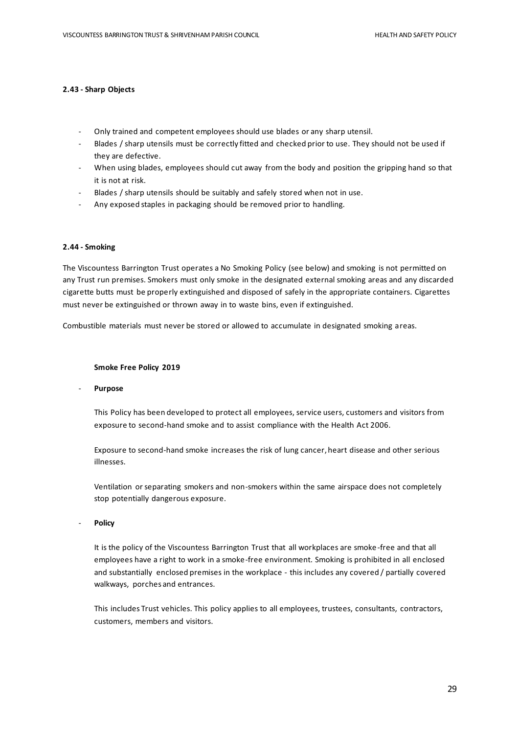#### 2.43 - Sharp Objects

- Only trained and competent employees should use blades or any sharp utensil.
- Blades / sharp utensils must be correctly fitted and checked prior to use. They should not be used if they are defective.
- When using blades, employees should cut away from the body and position the gripping hand so that it is not at risk.
- Blades / sharp utensils should be suitably and safely stored when not in use.
- Any exposed staples in packaging should be removed prior to handling.

#### 2.44 - Smoking

The Viscountess Barrington Trust operates a No Smoking Policy (see below) and smoking is not permitted on any Trust run premises. Smokers must only smoke in the designated external smoking areas and any discarded cigarette butts must be properly extinguished and disposed of safely in the appropriate containers. Cigarettes must never be extinguished or thrown away in to waste bins, even if extinguished.

Combustible materials must never be stored or allowed to accumulate in designated smoking areas.

**Smoke Free Policy 2019**

- **Purpose**

  This Policy has been developed to protect all employees, service users, customers and visitors from exposure to second-hand smoke and to assist compliance with the Health Act 2006.

  Exposure to second-hand smoke increases the risk of lung cancer, heart disease and other serious illnesses.

  Ventilation or separating smokers and non-smokers within the same airspace does not completely stop potentially dangerous exposure.

- **Policy**

  It is the policy of the Viscountess Barrington Trust that all workplaces are smoke-free and that all employees have a right to work in a smoke-free environment. Smoking is prohibited in all enclosed and substantially enclosed premises in the workplace - this includes any covered / partially covered walkways, porches and entrances.

  This includes Trust vehicles. This policy applies to all employees, trustees, consultants, contractors, customers, members and visitors.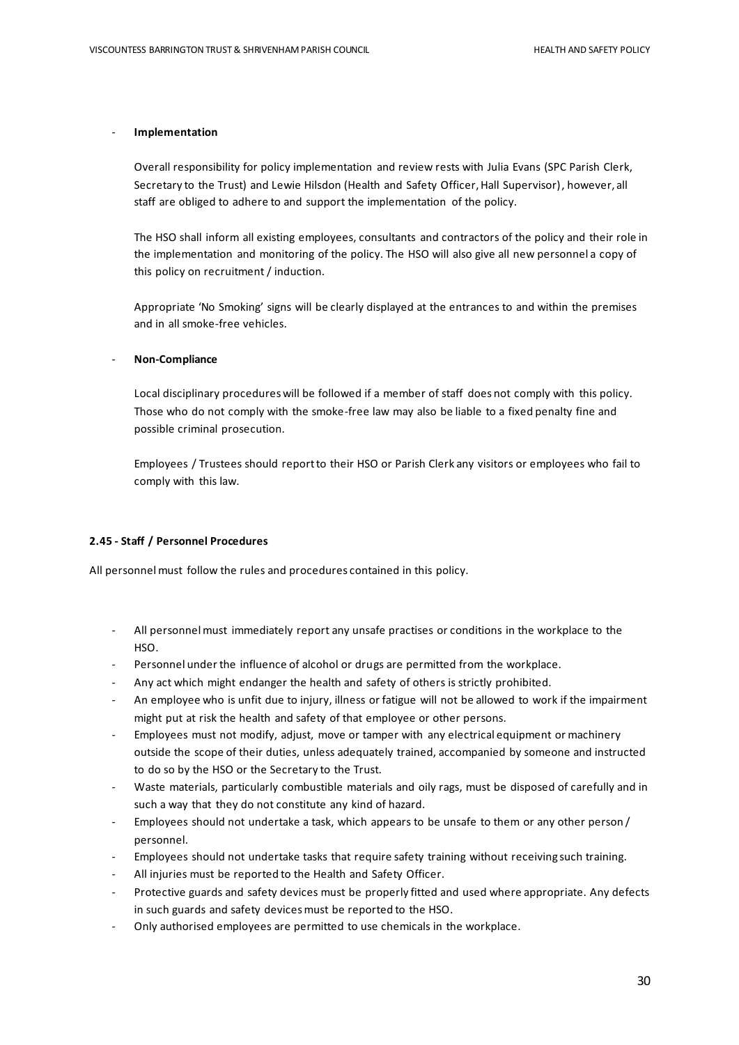- **Implementation**

  Overall responsibility for policy implementation and review rests with Julia Evans (SPC Parish Clerk, Secretary to the Trust) and Lewie Hilsdon (Health and Safety Officer, Hall Supervisor), however, all staff are obliged to adhere to and support the implementation of the policy.

  The HSO shall inform all existing employees, consultants and contractors of the policy and their role in the implementation and monitoring of the policy. The HSO will also give all new personnel a copy of this policy on recruitment / induction.

  Appropriate 'No Smoking' signs will be clearly displayed at the entrances to and within the premises and in all smoke-free vehicles.

- **Non-Compliance**

  Local disciplinary procedures will be followed if a member of staff does not comply with this policy. Those who do not comply with the smoke-free law may also be liable to a fixed penalty fine and possible criminal prosecution.

  Employees / Trustees should report to their HSO or Parish Clerk any visitors or employees who fail to comply with this law.

**2.45 - Staff / Personnel Procedures**

All personnel must follow the rules and procedures contained in this policy.

- All personnel must immediately report any unsafe practises or conditions in the workplace to the HSO.
- Personnel under the influence of alcohol or drugs are permitted from the workplace.
- Any act which might endanger the health and safety of others is strictly prohibited.
- An employee who is unfit due to injury, illness or fatigue will not be allowed to work if the impairment might put at risk the health and safety of that employee or other persons.
- Employees must not modify, adjust, move or tamper with any electrical equipment or machinery outside the scope of their duties, unless adequately trained, accompanied by someone and instructed to do so by the HSO or the Secretary to the Trust.
- Waste materials, particularly combustible materials and oily rags, must be disposed of carefully and in such a way that they do not constitute any kind of hazard.
- Employees should not undertake a task, which appears to be unsafe to them or any other person / personnel.
- Employees should not undertake tasks that require safety training without receiving such training.
- All injuries must be reported to the Health and Safety Officer.
- Protective guards and safety devices must be properly fitted and used where appropriate. Any defects in such guards and safety devices must be reported to the HSO.
- Only authorised employees are permitted to use chemicals in the workplace.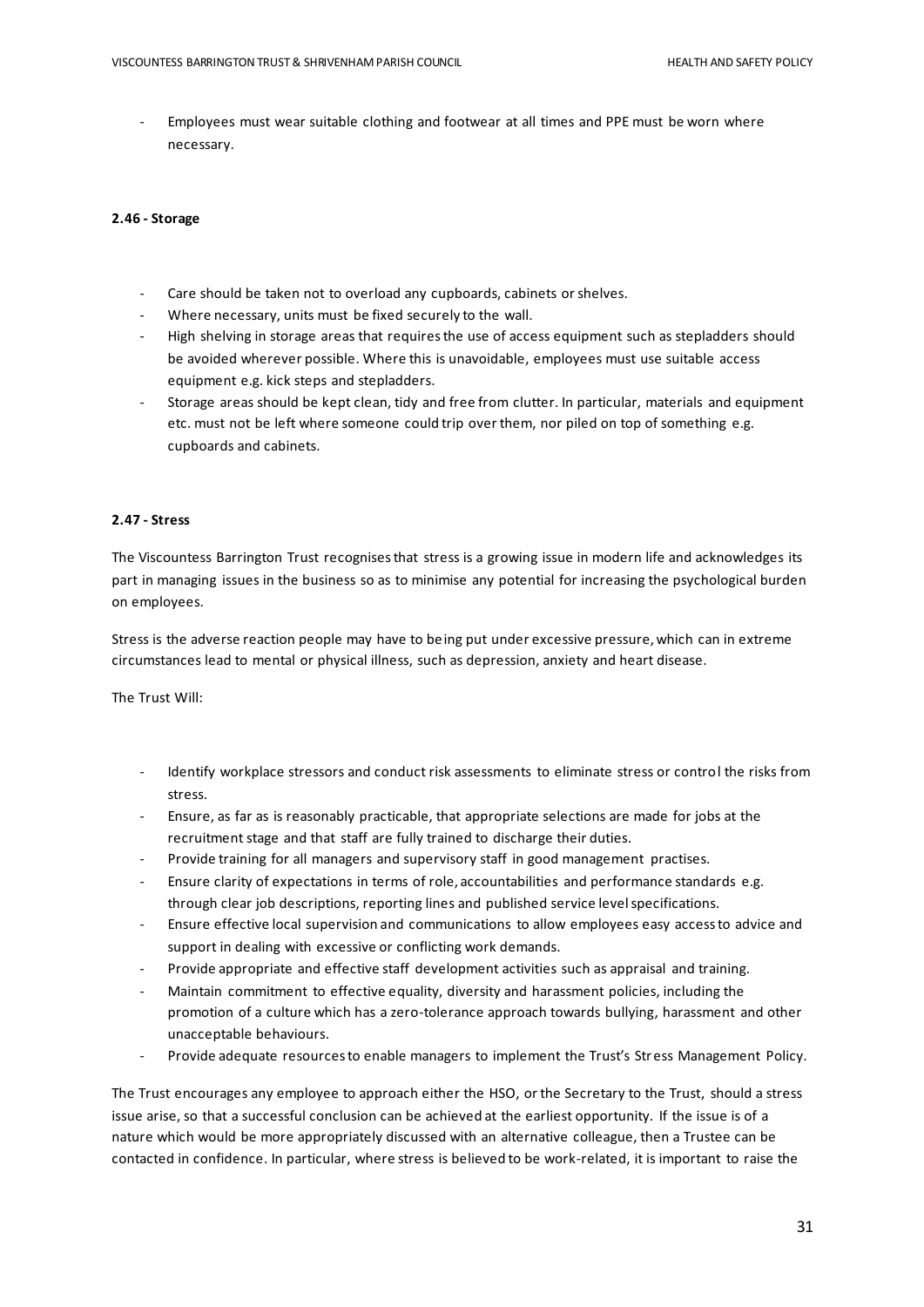- Employees must wear suitable clothing and footwear at all times and PPE must be worn where necessary.

#### 2.46 - Storage

- Care should be taken not to overload any cupboards, cabinets or shelves.
- Where necessary, units must be fixed securely to the wall.
- High shelving in storage areas that requires the use of access equipment such as stepladders should be avoided wherever possible. Where this is unavoidable, employees must use suitable access equipment e.g. kick steps and stepladders.
- Storage areas should be kept clean, tidy and free from clutter. In particular, materials and equipment etc. must not be left where someone could trip over them, nor piled on top of something e.g. cupboards and cabinets.

#### 2.47 - Stress

The Viscountess Barrington Trust recognises that stress is a growing issue in modern life and acknowledges its part in managing issues in the business so as to minimise any potential for increasing the psychological burden on employees.

Stress is the adverse reaction people may have to being put under excessive pressure, which can in extreme circumstances lead to mental or physical illness, such as depression, anxiety and heart disease.

The Trust Will:

- Identify workplace stressors and conduct risk assessments to eliminate stress or control the risks from stress.
- Ensure, as far as is reasonably practicable, that appropriate selections are made for jobs at the recruitment stage and that staff are fully trained to discharge their duties.
- Provide training for all managers and supervisory staff in good management practises.
- Ensure clarity of expectations in terms of role, accountabilities and performance standards e.g. through clear job descriptions, reporting lines and published service level specifications.
- Ensure effective local supervision and communications to allow employees easy access to advice and support in dealing with excessive or conflicting work demands.
- Provide appropriate and effective staff development activities such as appraisal and training.
- Maintain commitment to effective equality, diversity and harassment policies, including the promotion of a culture which has a zero-tolerance approach towards bullying, harassment and other unacceptable behaviours.
- Provide adequate resources to enable managers to implement the Trust's Stress Management Policy.

The Trust encourages any employee to approach either the HSO, or the Secretary to the Trust, should a stress issue arise, so that a successful conclusion can be achieved at the earliest opportunity. If the issue is of a nature which would be more appropriately discussed with an alternative colleague, then a Trustee can be contacted in confidence. In particular, where stress is believed to be work-related, it is important to raise the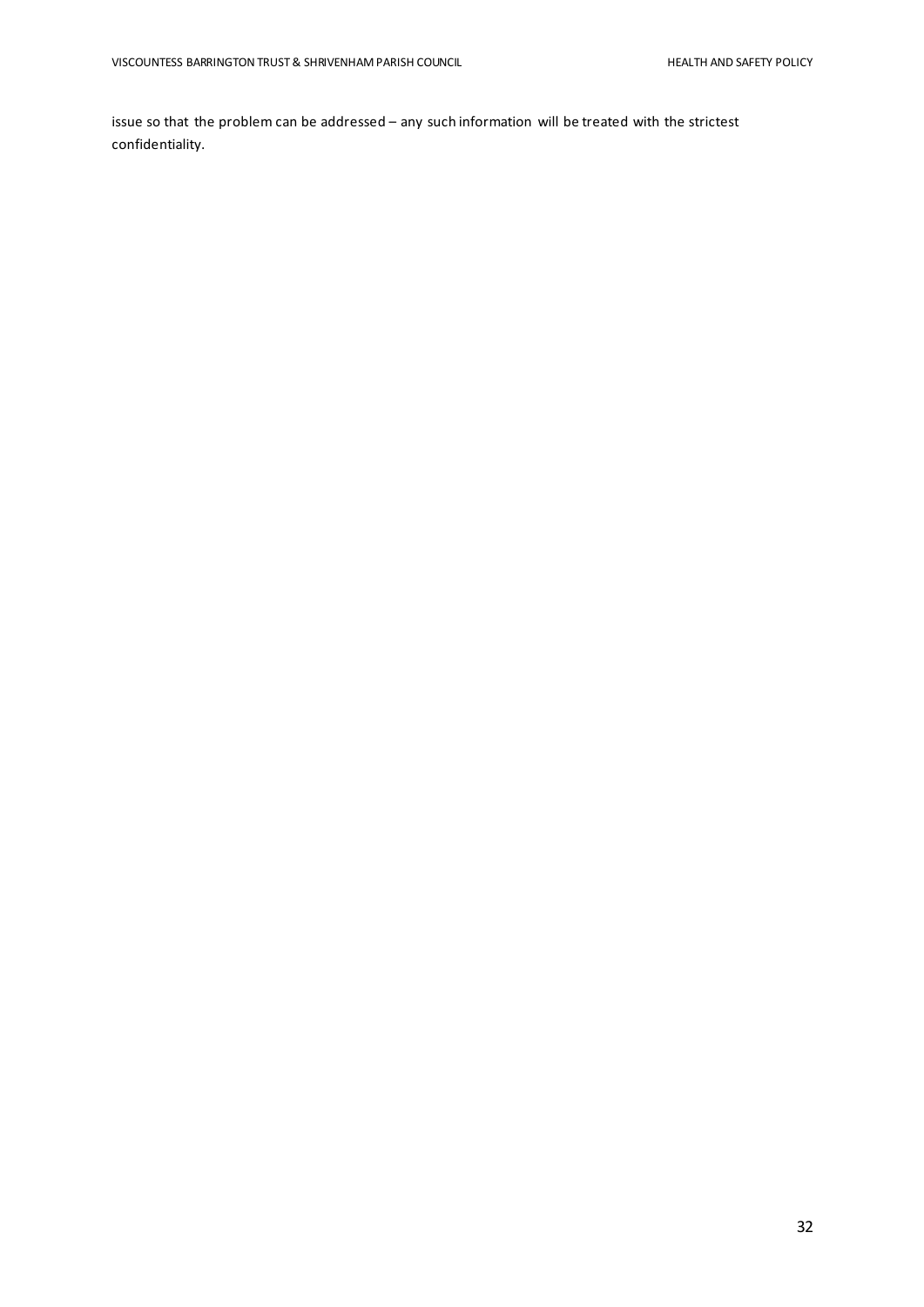issue so that the problem can be addressed – any such information will be treated with the strictest confidentiality.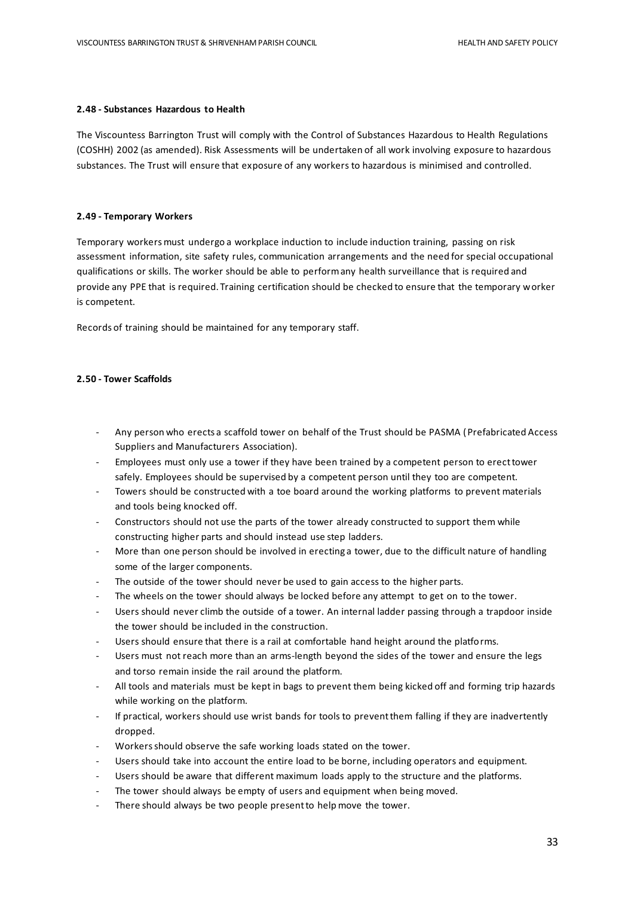### 2.48 - Substances Hazardous to Health

The Viscountess Barrington Trust will comply with the Control of Substances Hazardous to Health Regulations (COSHH) 2002 (as amended). Risk Assessments will be undertaken of all work involving exposure to hazardous substances. The Trust will ensure that exposure of any workers to hazardous is minimised and controlled.

### 2.49 - Temporary Workers

Temporary workers must undergo a workplace induction to include induction training, passing on risk assessment information, site safety rules, communication arrangements and the need for special occupational qualifications or skills. The worker should be able to perform any health surveillance that is required and provide any PPE that is required. Training certification should be checked to ensure that the temporary worker is competent.

Records of training should be maintained for any temporary staff.

### 2.50 - Tower Scaffolds

- Any person who erects a scaffold tower on behalf of the Trust should be PASMA (Prefabricated Access Suppliers and Manufacturers Association).
- Employees must only use a tower if they have been trained by a competent person to erect tower safely. Employees should be supervised by a competent person until they too are competent.
- Towers should be constructed with a toe board around the working platforms to prevent materials and tools being knocked off.
- Constructors should not use the parts of the tower already constructed to support them while constructing higher parts and should instead use step ladders.
- More than one person should be involved in erecting a tower, due to the difficult nature of handling some of the larger components.
- The outside of the tower should never be used to gain access to the higher parts.
- The wheels on the tower should always be locked before any attempt to get on to the tower.
- Users should never climb the outside of a tower. An internal ladder passing through a trapdoor inside the tower should be included in the construction.
- Users should ensure that there is a rail at comfortable hand height around the platforms.
- Users must not reach more than an arms-length beyond the sides of the tower and ensure the legs and torso remain inside the rail around the platform.
- All tools and materials must be kept in bags to prevent them being kicked off and forming trip hazards while working on the platform.
- If practical, workers should use wrist bands for tools to prevent them falling if they are inadvertently dropped.
- Workers should observe the safe working loads stated on the tower.
- Users should take into account the entire load to be borne, including operators and equipment.
- Users should be aware that different maximum loads apply to the structure and the platforms.
- The tower should always be empty of users and equipment when being moved.
- There should always be two people present to help move the tower.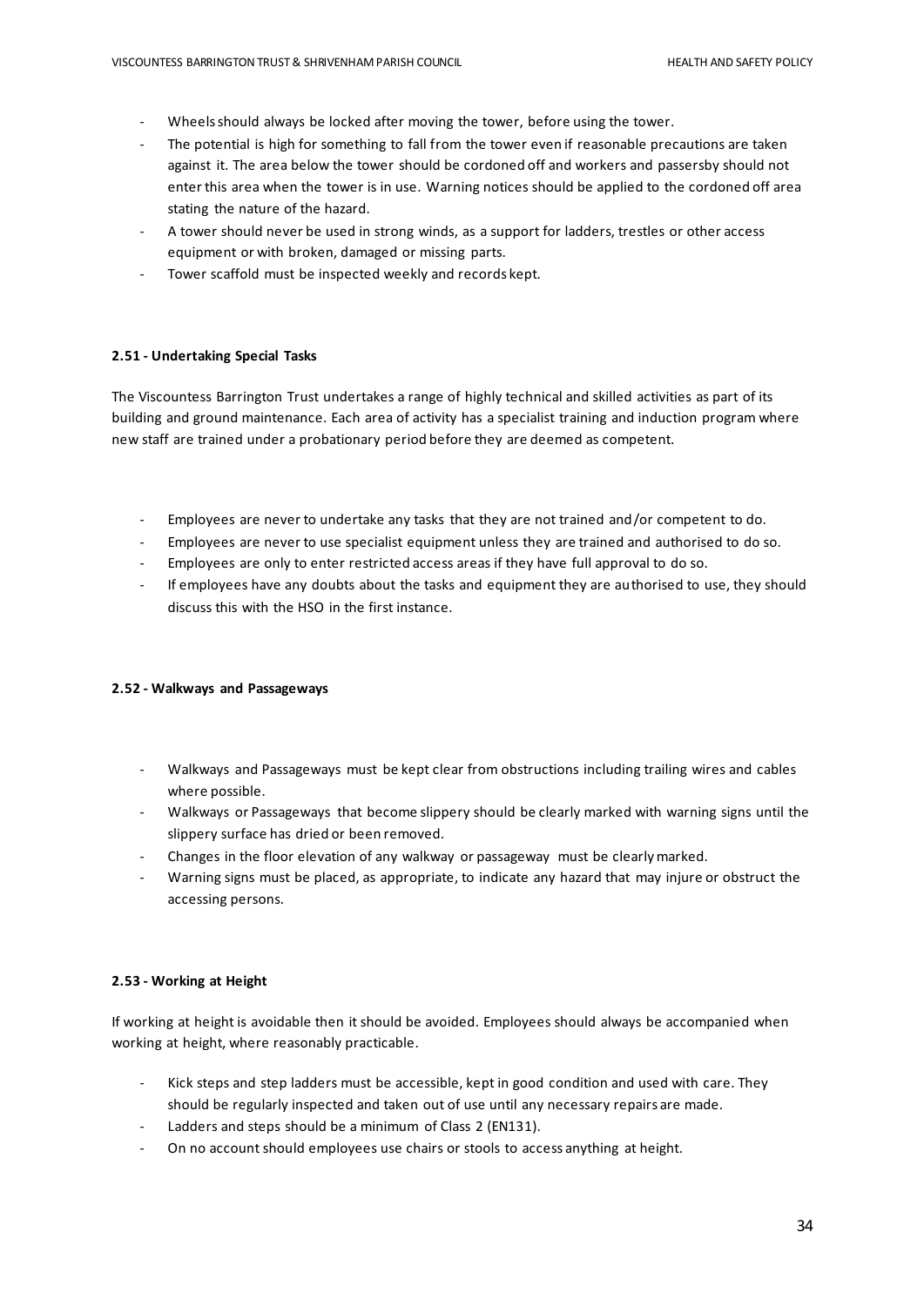- Wheels should always be locked after moving the tower, before using the tower.
- The potential is high for something to fall from the tower even if reasonable precautions are taken against it. The area below the tower should be cordoned off and workers and passersby should not enter this area when the tower is in use. Warning notices should be applied to the cordoned off area stating the nature of the hazard.
- A tower should never be used in strong winds, as a support for ladders, trestles or other access equipment or with broken, damaged or missing parts.
- Tower scaffold must be inspected weekly and records kept.

#### 2.51 - Undertaking Special Tasks

The Viscountess Barrington Trust undertakes a range of highly technical and skilled activities as part of its building and ground maintenance. Each area of activity has a specialist training and induction program where new staff are trained under a probationary period before they are deemed as competent.

- Employees are never to undertake any tasks that they are not trained and/or competent to do.
- Employees are never to use specialist equipment unless they are trained and authorised to do so.
- Employees are only to enter restricted access areas if they have full approval to do so.
- If employees have any doubts about the tasks and equipment they are authorised to use, they should discuss this with the HSO in the first instance.

#### 2.52 - Walkways and Passageways

- Walkways and Passageways must be kept clear from obstructions including trailing wires and cables where possible.
- Walkways or Passageways that become slippery should be clearly marked with warning signs until the slippery surface has dried or been removed.
- Changes in the floor elevation of any walkway or passageway must be clearly marked.
- Warning signs must be placed, as appropriate, to indicate any hazard that may injure or obstruct the accessing persons.

#### 2.53 - Working at Height

If working at height is avoidable then it should be avoided. Employees should always be accompanied when working at height, where reasonably practicable.

- Kick steps and step ladders must be accessible, kept in good condition and used with care. They should be regularly inspected and taken out of use until any necessary repairs are made.
- Ladders and steps should be a minimum of Class 2 (EN131).
- On no account should employees use chairs or stools to access anything at height.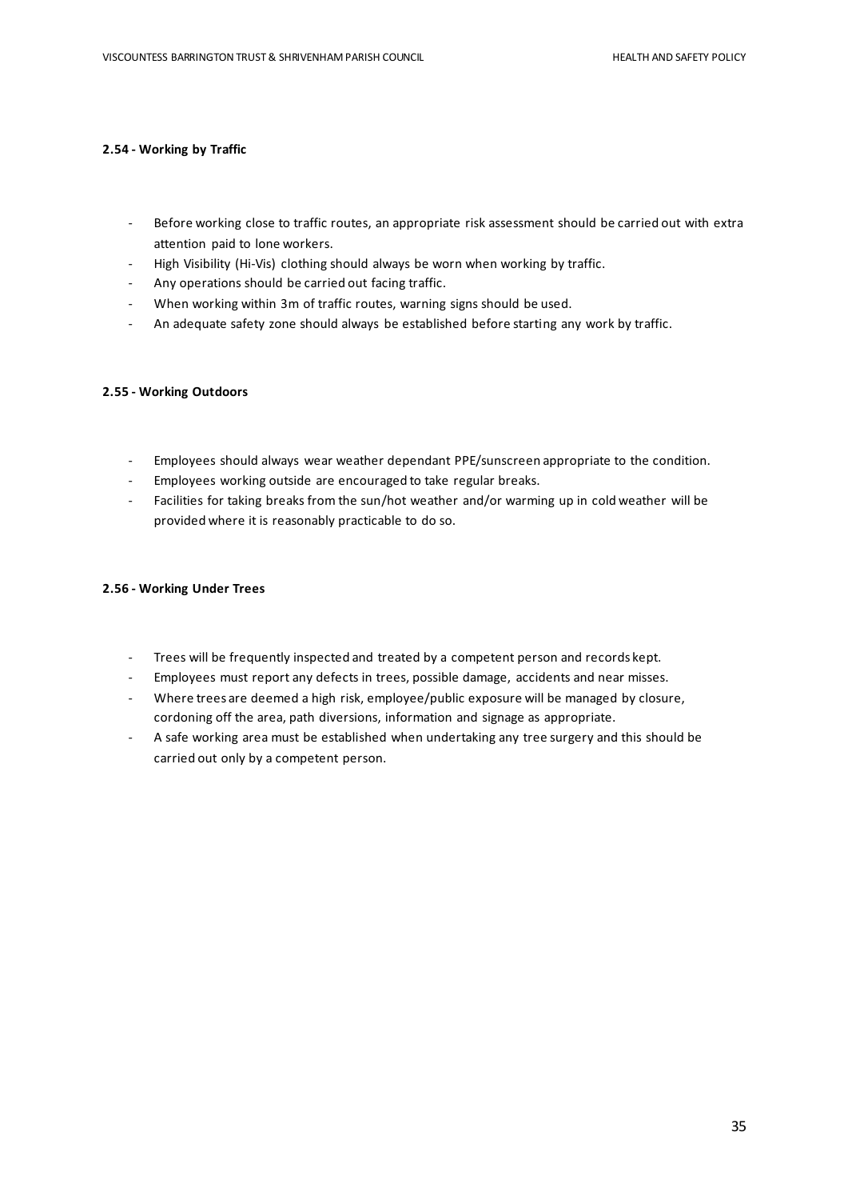#### 2.54 - Working by Traffic

- Before working close to traffic routes, an appropriate risk assessment should be carried out with extra attention paid to lone workers.
- High Visibility (Hi-Vis) clothing should always be worn when working by traffic.
- Any operations should be carried out facing traffic.
- When working within 3m of traffic routes, warning signs should be used.
- An adequate safety zone should always be established before starting any work by traffic.

#### 2.55 - Working Outdoors

- Employees should always wear weather dependant PPE/sunscreen appropriate to the condition.
- Employees working outside are encouraged to take regular breaks.
- Facilities for taking breaks from the sun/hot weather and/or warming up in cold weather will be provided where it is reasonably practicable to do so.

#### 2.56 - Working Under Trees

- Trees will be frequently inspected and treated by a competent person and records kept.
- Employees must report any defects in trees, possible damage, accidents and near misses.
- Where trees are deemed a high risk, employee/public exposure will be managed by closure, cordoning off the area, path diversions, information and signage as appropriate.
- A safe working area must be established when undertaking any tree surgery and this should be carried out only by a competent person.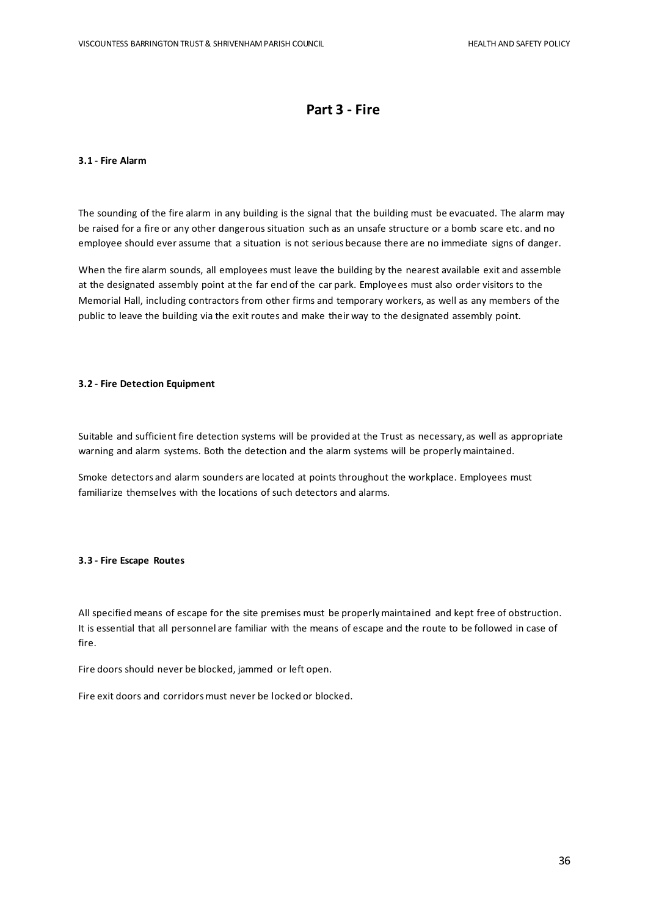# Part 3 - Fire

### 3.1 - Fire Alarm

The sounding of the fire alarm in any building is the signal that the building must be evacuated. The alarm may be raised for a fire or any other dangerous situation such as an unsafe structure or a bomb scare etc. and no employee should ever assume that a situation is not serious because there are no immediate signs of danger.

When the fire alarm sounds, all employees must leave the building by the nearest available exit and assemble at the designated assembly point at the far end of the car park. Employees must also order visitors to the Memorial Hall, including contractors from other firms and temporary workers, as well as any members of the public to leave the building via the exit routes and make their way to the designated assembly point.

### 3.2 - Fire Detection Equipment

Suitable and sufficient fire detection systems will be provided at the Trust as necessary, as well as appropriate warning and alarm systems. Both the detection and the alarm systems will be properly maintained.

Smoke detectors and alarm sounders are located at points throughout the workplace. Employees must familiarize themselves with the locations of such detectors and alarms.

### 3.3 - Fire Escape Routes

All specified means of escape for the site premises must be properly maintained and kept free of obstruction. It is essential that all personnel are familiar with the means of escape and the route to be followed in case of fire.

Fire doors should never be blocked, jammed or left open.

Fire exit doors and corridors must never be locked or blocked.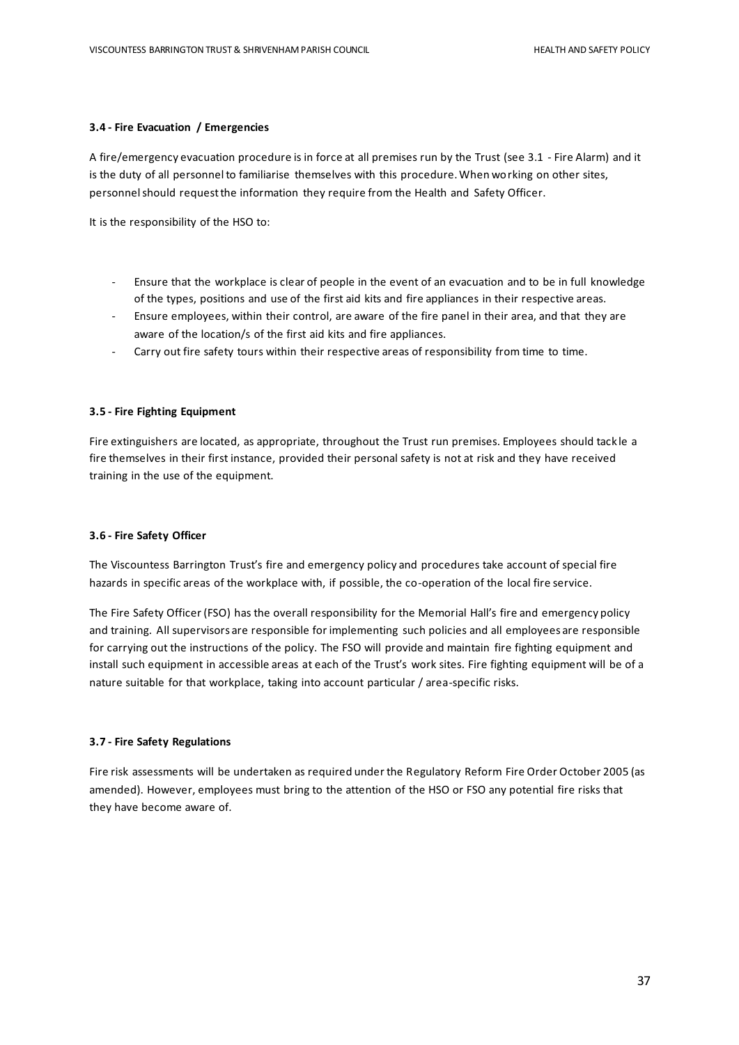### 3.4 - Fire Evacuation / Emergencies

A fire/emergency evacuation procedure is in force at all premises run by the Trust (see 3.1 - Fire Alarm) and it is the duty of all personnel to familiarise themselves with this procedure. When working on other sites, personnel should request the information they require from the Health and Safety Officer.

It is the responsibility of the HSO to:

- Ensure that the workplace is clear of people in the event of an evacuation and to be in full knowledge of the types, positions and use of the first aid kits and fire appliances in their respective areas.
- Ensure employees, within their control, are aware of the fire panel in their area, and that they are aware of the location/s of the first aid kits and fire appliances.
- Carry out fire safety tours within their respective areas of responsibility from time to time.

### 3.5 - Fire Fighting Equipment

Fire extinguishers are located, as appropriate, throughout the Trust run premises. Employees should tackle a fire themselves in their first instance, provided their personal safety is not at risk and they have received training in the use of the equipment.

### 3.6 - Fire Safety Officer

The Viscountess Barrington Trust's fire and emergency policy and procedures take account of special fire hazards in specific areas of the workplace with, if possible, the co-operation of the local fire service.

The Fire Safety Officer (FSO) has the overall responsibility for the Memorial Hall's fire and emergency policy and training. All supervisors are responsible for implementing such policies and all employees are responsible for carrying out the instructions of the policy. The FSO will provide and maintain fire fighting equipment and install such equipment in accessible areas at each of the Trust's work sites. Fire fighting equipment will be of a nature suitable for that workplace, taking into account particular / area-specific risks.

### 3.7 - Fire Safety Regulations

Fire risk assessments will be undertaken as required under the Regulatory Reform Fire Order October 2005 (as amended). However, employees must bring to the attention of the HSO or FSO any potential fire risks that they have become aware of.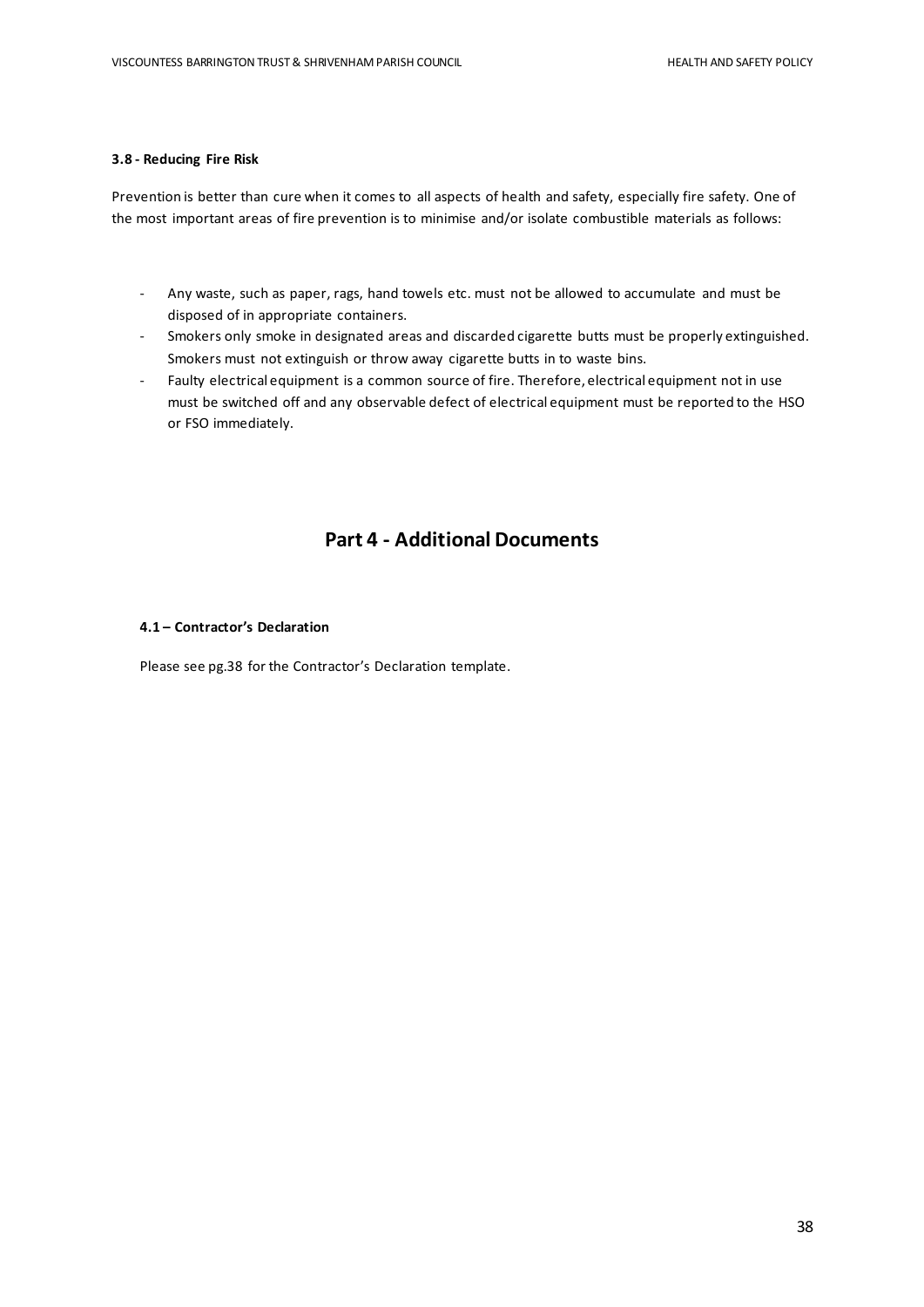### 3.8 - Reducing Fire Risk

Prevention is better than cure when it comes to all aspects of health and safety, especially fire safety. One of the most important areas of fire prevention is to minimise and/or isolate combustible materials as follows:

- Any waste, such as paper, rags, hand towels etc. must not be allowed to accumulate and must be disposed of in appropriate containers.
- Smokers only smoke in designated areas and discarded cigarette butts must be properly extinguished. Smokers must not extinguish or throw away cigarette butts in to waste bins.
- Faulty electrical equipment is a common source of fire. Therefore, electrical equipment not in use must be switched off and any observable defect of electrical equipment must be reported to the HSO or FSO immediately.

## Part 4 - Additional Documents

### 4.1 – Contractor's Declaration

Please see pg.38 for the Contractor's Declaration template.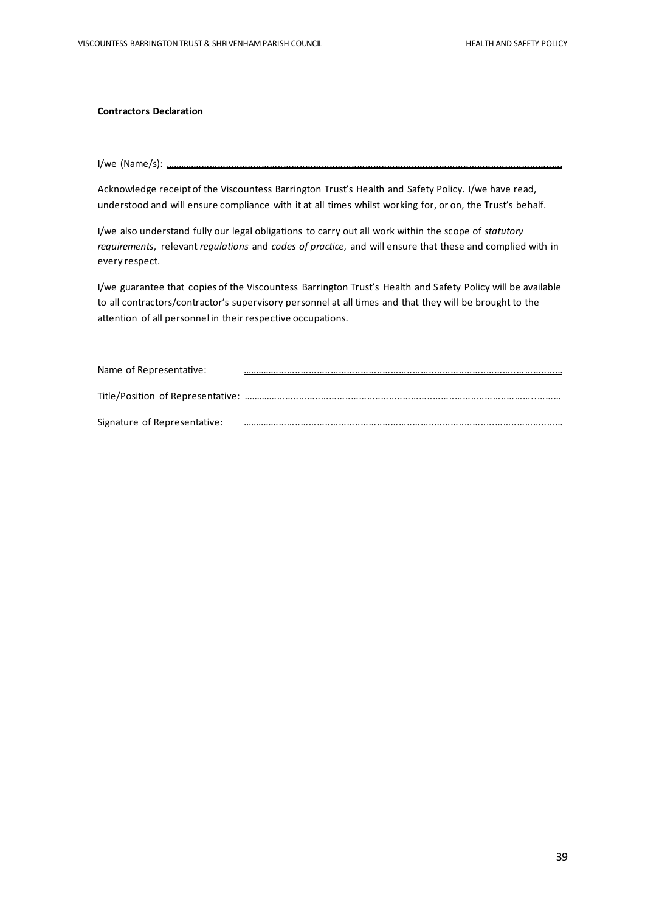**Contractors Declaration**

I/we (Name/s): ……………………………………………………………………………………………………………………………….

Acknowledge receipt of the Viscountess Barrington Trust's Health and Safety Policy. I/we have read, understood and will ensure compliance with it at all times whilst working for, or on, the Trust's behalf.

I/we also understand fully our legal obligations to carry out all work within the scope of *statutory requirements*, relevant *regulations* and *codes of practice*, and will ensure that these and complied with in every respect.

I/we guarantee that copies of the Viscountess Barrington Trust's Health and Safety Policy will be available to all contractors/contractor's supervisory personnel at all times and that they will be brought to the attention of all personnel in their respective occupations.

Name of Representative: ……………………………………………………………………………………………………

Title/Position of Representative: ……………………………………………………………………………………………………

Signature of Representative: ……………………………………………………………………………………………………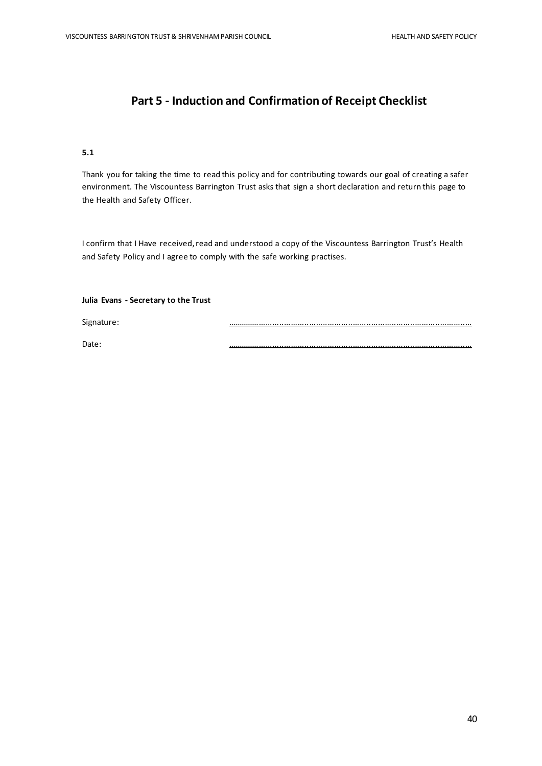# Part 5 - Induction and Confirmation of Receipt Checklist

**5.1**

Thank you for taking the time to read this policy and for contributing towards our goal of creating a safer environment. The Viscountess Barrington Trust asks that sign a short declaration and return this page to the Health and Safety Officer.

I confirm that I Have received, read and understood a copy of the Viscountess Barrington Trust's Health and Safety Policy and I agree to comply with the safe working practises.

**Julia Evans - Secretary to the Trust**

Signature: ……………………………………………………………………………………………

Date: ……………………………………………………………………………………………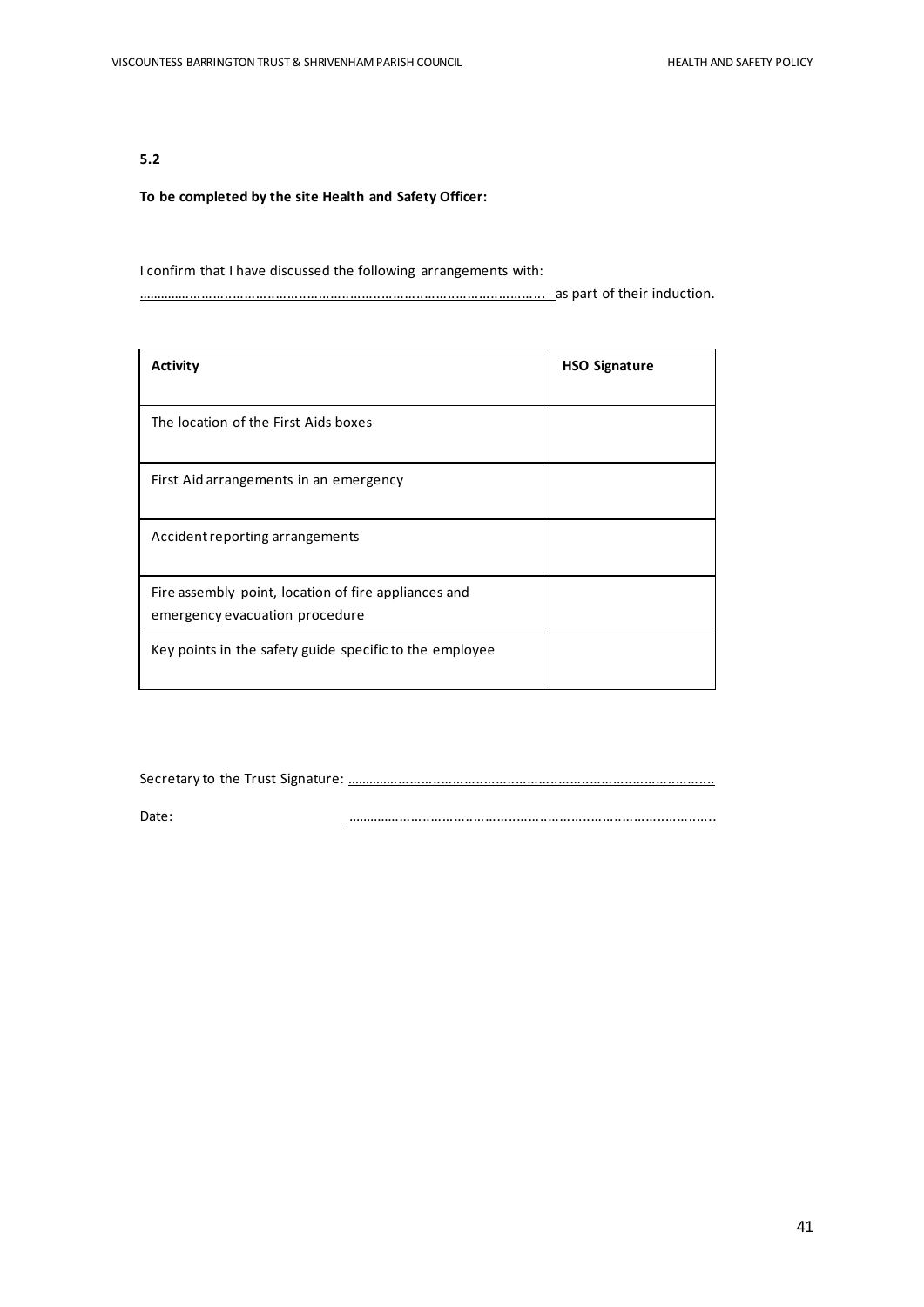**5.2**

**To be completed by the site Health and Safety Officer:**

I confirm that I have discussed the following arrangements with:

……………………………………………………………………………………… as part of their induction.

| **Activity** | **HSO Signature** |
|---|---|
| The location of the First Aids boxes | |
| First Aid arrangements in an emergency | |
| Accident reporting arrangements | |
| Fire assembly point, location of fire appliances and emergency evacuation procedure | |
| Key points in the safety guide specific to the employee | |

Secretary to the Trust Signature: ……………………………………………………………………………

Date: ……………………………………………………………………………